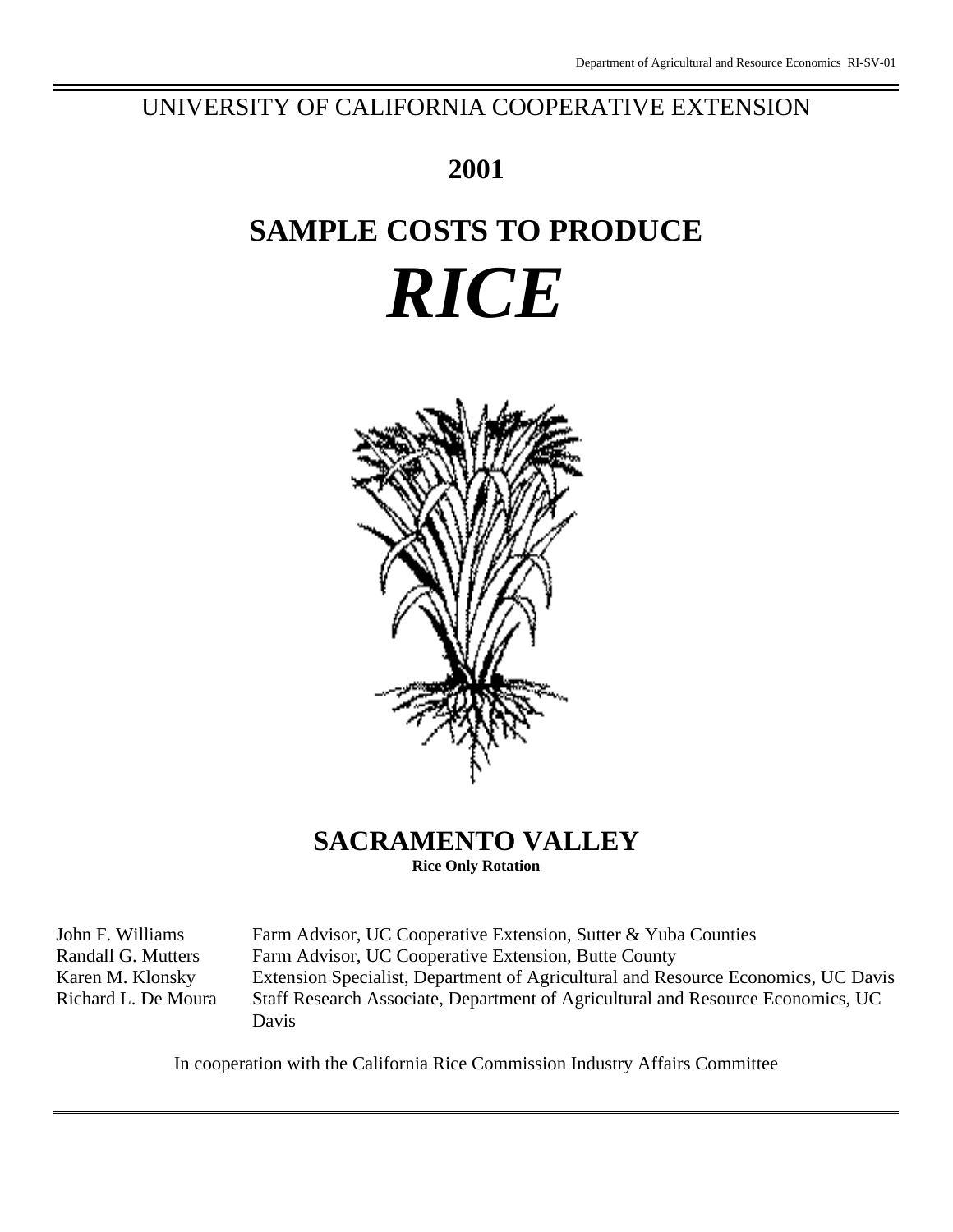Department of Agricultural and Resource Economics RI-SV-01

UNIVERSITY OF CALIFORNIA COOPERATIVE EXTENSION

# 2001

# SAMPLE COSTS TO PRODUCE

# *RICE*

## SACRAMENTO VALLEY

**Rice Only Rotation**

| | |
|---|---|
| John F. Williams | Farm Advisor, UC Cooperative Extension, Sutter & Yuba Counties |
| Randall G. Mutters | Farm Advisor, UC Cooperative Extension, Butte County |
| Karen M. Klonsky | Extension Specialist, Department of Agricultural and Resource Economics, UC Davis |
| Richard L. De Moura | Staff Research Associate, Department of Agricultural and Resource Economics, UC Davis |

In cooperation with the California Rice Commission Industry Affairs Committee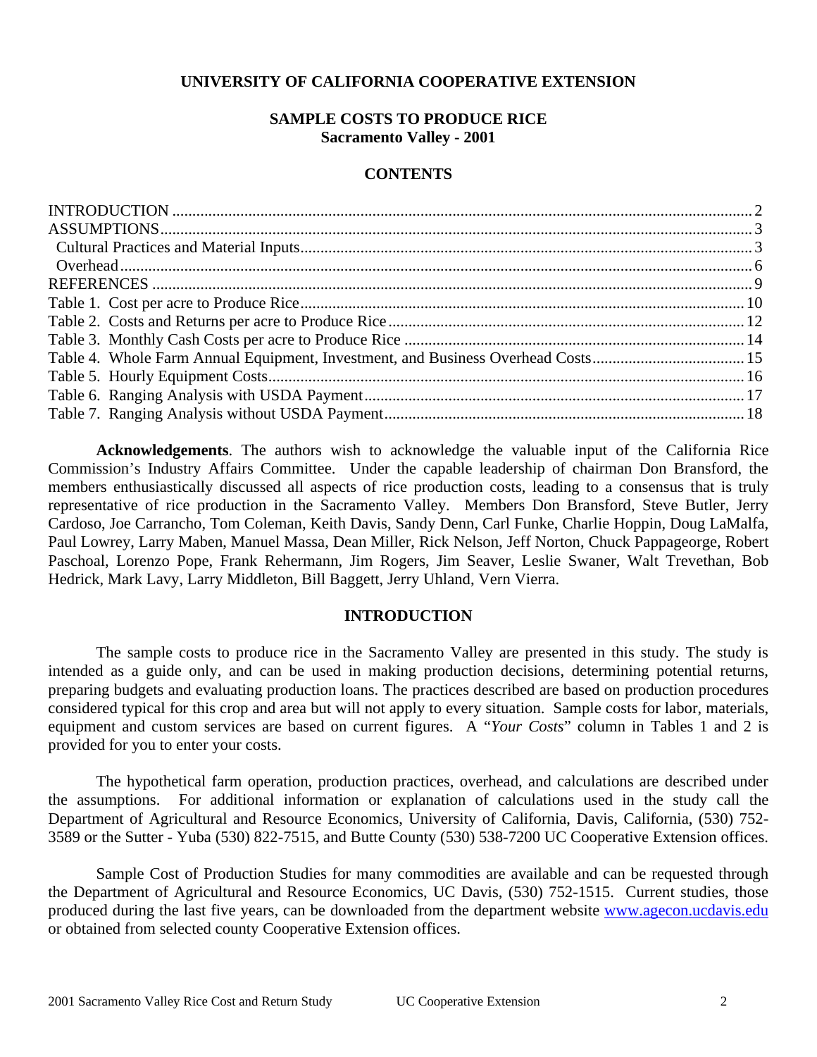**UNIVERSITY OF CALIFORNIA COOPERATIVE EXTENSION**

# SAMPLE COSTS TO PRODUCE RICE
## Sacramento Valley - 2001

## CONTENTS

| | |
|---|---|
| INTRODUCTION | 2 |
| ASSUMPTIONS | 3 |
| Cultural Practices and Material Inputs | 3 |
| Overhead | 6 |
| REFERENCES | 9 |
| Table 1. Cost per acre to Produce Rice | 10 |
| Table 2. Costs and Returns per acre to Produce Rice | 12 |
| Table 3. Monthly Cash Costs per acre to Produce Rice | 14 |
| Table 4. Whole Farm Annual Equipment, Investment, and Business Overhead Costs | 15 |
| Table 5. Hourly Equipment Costs | 16 |
| Table 6. Ranging Analysis with USDA Payment | 17 |
| Table 7. Ranging Analysis without USDA Payment | 18 |

**Acknowledgements**. The authors wish to acknowledge the valuable input of the California Rice Commission's Industry Affairs Committee. Under the capable leadership of chairman Don Bransford, the members enthusiastically discussed all aspects of rice production costs, leading to a consensus that is truly representative of rice production in the Sacramento Valley. Members Don Bransford, Steve Butler, Jerry Cardoso, Joe Carrancho, Tom Coleman, Keith Davis, Sandy Denn, Carl Funke, Charlie Hoppin, Doug LaMalfa, Paul Lowrey, Larry Maben, Manuel Massa, Dean Miller, Rick Nelson, Jeff Norton, Chuck Pappageorge, Robert Paschoal, Lorenzo Pope, Frank Rehermann, Jim Rogers, Jim Seaver, Leslie Swaner, Walt Trevethan, Bob Hedrick, Mark Lavy, Larry Middleton, Bill Baggett, Jerry Uhland, Vern Vierra.

## INTRODUCTION

The sample costs to produce rice in the Sacramento Valley are presented in this study. The study is intended as a guide only, and can be used in making production decisions, determining potential returns, preparing budgets and evaluating production loans. The practices described are based on production procedures considered typical for this crop and area but will not apply to every situation. Sample costs for labor, materials, equipment and custom services are based on current figures. A "*Your Costs*" column in Tables 1 and 2 is provided for you to enter your costs.

The hypothetical farm operation, production practices, overhead, and calculations are described under the assumptions. For additional information or explanation of calculations used in the study call the Department of Agricultural and Resource Economics, University of California, Davis, California, (530) 752-3589 or the Sutter - Yuba (530) 822-7515, and Butte County (530) 538-7200 UC Cooperative Extension offices.

Sample Cost of Production Studies for many commodities are available and can be requested through the Department of Agricultural and Resource Economics, UC Davis, (530) 752-1515. Current studies, those produced during the last five years, can be downloaded from the department website www.agecon.ucdavis.edu or obtained from selected county Cooperative Extension offices.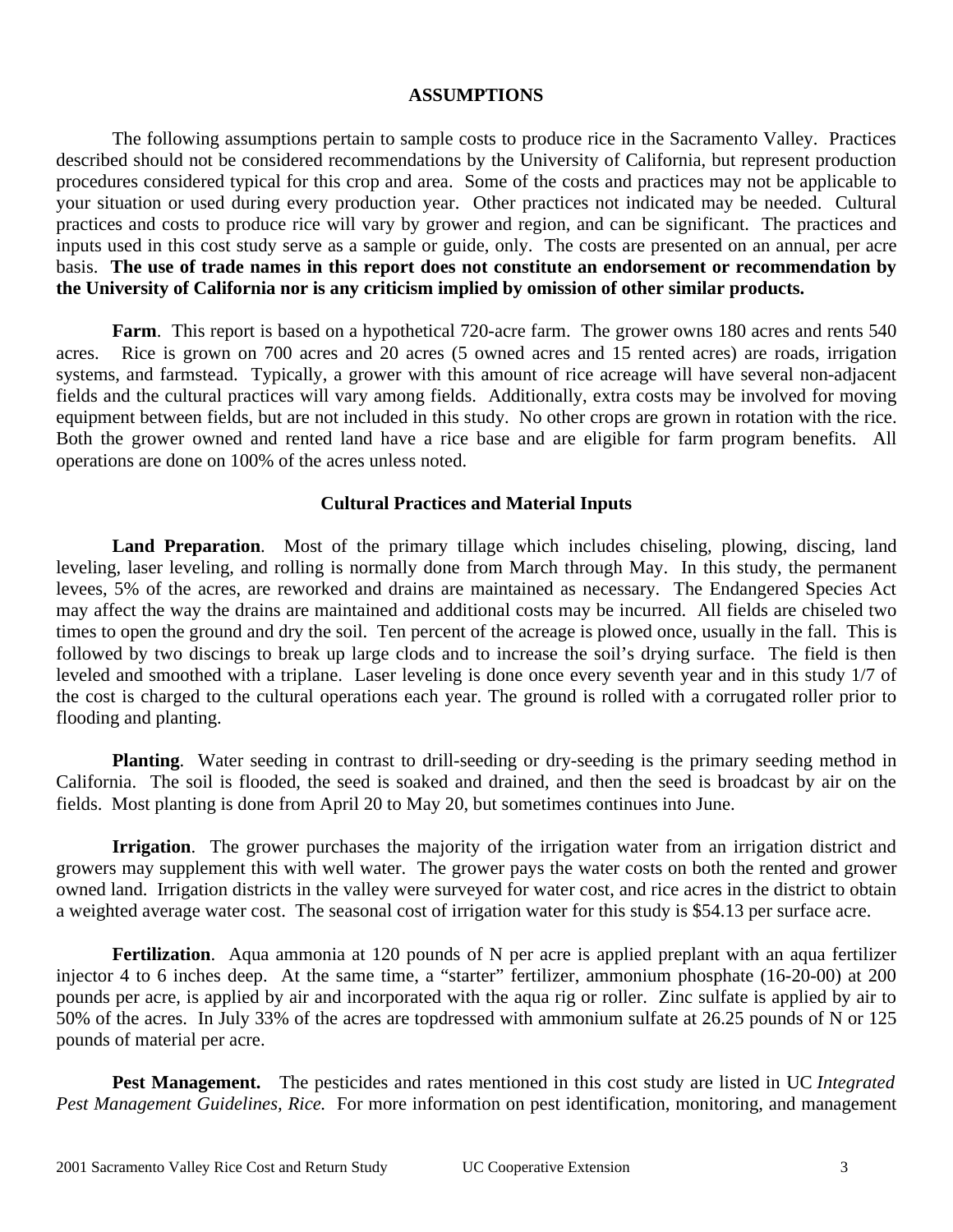## ASSUMPTIONS

The following assumptions pertain to sample costs to produce rice in the Sacramento Valley. Practices described should not be considered recommendations by the University of California, but represent production procedures considered typical for this crop and area. Some of the costs and practices may not be applicable to your situation or used during every production year. Other practices not indicated may be needed. Cultural practices and costs to produce rice will vary by grower and region, and can be significant. The practices and inputs used in this cost study serve as a sample or guide, only. The costs are presented on an annual, per acre basis. **The use of trade names in this report does not constitute an endorsement or recommendation by the University of California nor is any criticism implied by omission of other similar products.**

**Farm**. This report is based on a hypothetical 720-acre farm. The grower owns 180 acres and rents 540 acres. Rice is grown on 700 acres and 20 acres (5 owned acres and 15 rented acres) are roads, irrigation systems, and farmstead. Typically, a grower with this amount of rice acreage will have several non-adjacent fields and the cultural practices will vary among fields. Additionally, extra costs may be involved for moving equipment between fields, but are not included in this study. No other crops are grown in rotation with the rice. Both the grower owned and rented land have a rice base and are eligible for farm program benefits. All operations are done on 100% of the acres unless noted.

### Cultural Practices and Material Inputs

**Land Preparation**. Most of the primary tillage which includes chiseling, plowing, discing, land leveling, laser leveling, and rolling is normally done from March through May. In this study, the permanent levees, 5% of the acres, are reworked and drains are maintained as necessary. The Endangered Species Act may affect the way the drains are maintained and additional costs may be incurred. All fields are chiseled two times to open the ground and dry the soil. Ten percent of the acreage is plowed once, usually in the fall. This is followed by two discings to break up large clods and to increase the soil's drying surface. The field is then leveled and smoothed with a triplane. Laser leveling is done once every seventh year and in this study 1/7 of the cost is charged to the cultural operations each year. The ground is rolled with a corrugated roller prior to flooding and planting.

**Planting**. Water seeding in contrast to drill-seeding or dry-seeding is the primary seeding method in California. The soil is flooded, the seed is soaked and drained, and then the seed is broadcast by air on the fields. Most planting is done from April 20 to May 20, but sometimes continues into June.

**Irrigation**. The grower purchases the majority of the irrigation water from an irrigation district and growers may supplement this with well water. The grower pays the water costs on both the rented and grower owned land. Irrigation districts in the valley were surveyed for water cost, and rice acres in the district to obtain a weighted average water cost. The seasonal cost of irrigation water for this study is $54.13 per surface acre.

**Fertilization**. Aqua ammonia at 120 pounds of N per acre is applied preplant with an aqua fertilizer injector 4 to 6 inches deep. At the same time, a "starter" fertilizer, ammonium phosphate (16-20-00) at 200 pounds per acre, is applied by air and incorporated with the aqua rig or roller. Zinc sulfate is applied by air to 50% of the acres. In July 33% of the acres are topdressed with ammonium sulfate at 26.25 pounds of N or 125 pounds of material per acre.

**Pest Management.** The pesticides and rates mentioned in this cost study are listed in UC *Integrated Pest Management Guidelines, Rice.* For more information on pest identification, monitoring, and management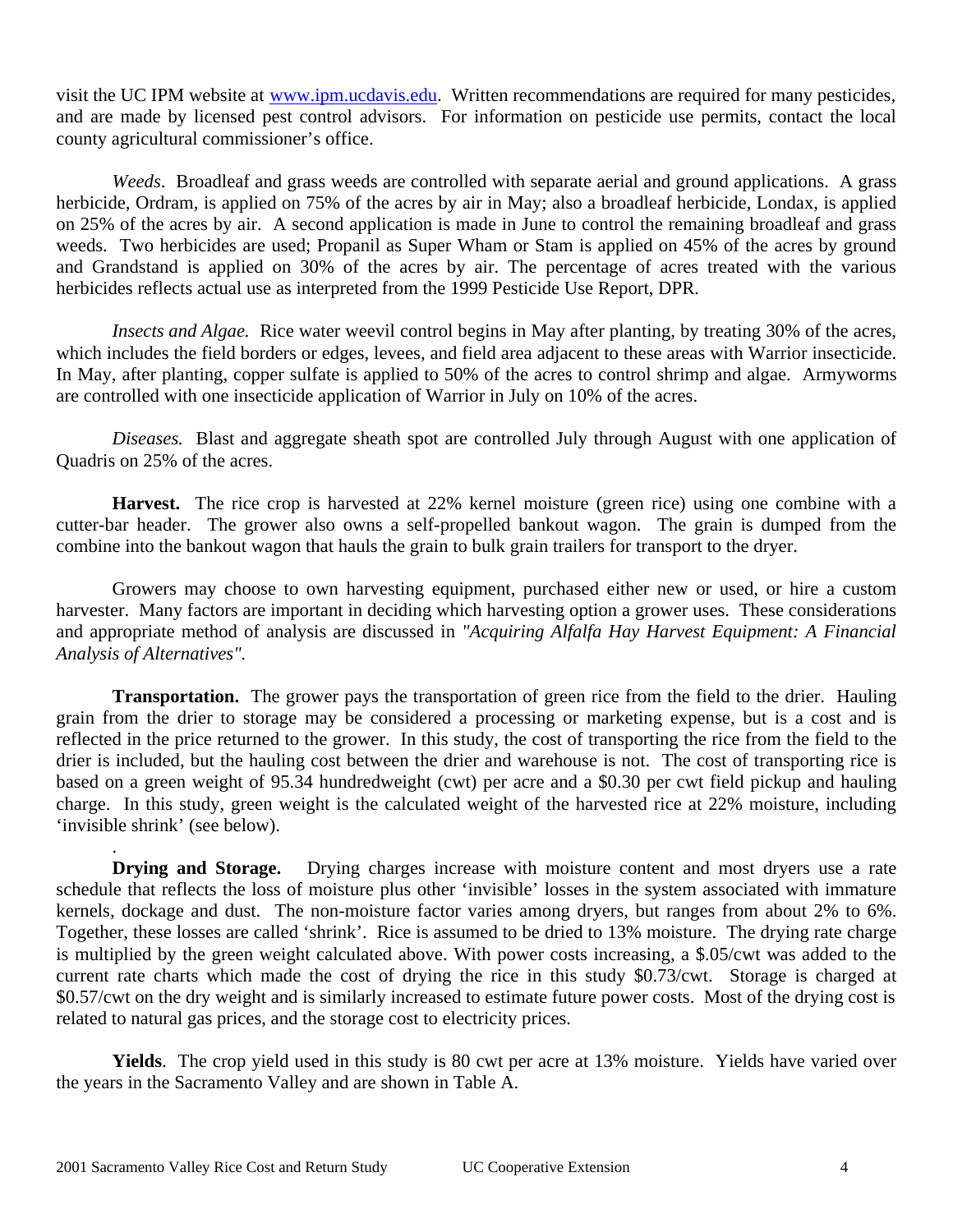visit the UC IPM website at [www.ipm.ucdavis.edu](http://www.ipm.ucdavis.edu). Written recommendations are required for many pesticides, and are made by licensed pest control advisors. For information on pesticide use permits, contact the local county agricultural commissioner's office.

*Weeds*. Broadleaf and grass weeds are controlled with separate aerial and ground applications. A grass herbicide, Ordram, is applied on 75% of the acres by air in May; also a broadleaf herbicide, Londax, is applied on 25% of the acres by air. A second application is made in June to control the remaining broadleaf and grass weeds. Two herbicides are used; Propanil as Super Wham or Stam is applied on 45% of the acres by ground and Grandstand is applied on 30% of the acres by air. The percentage of acres treated with the various herbicides reflects actual use as interpreted from the 1999 Pesticide Use Report, DPR.

*Insects and Algae.* Rice water weevil control begins in May after planting, by treating 30% of the acres, which includes the field borders or edges, levees, and field area adjacent to these areas with Warrior insecticide. In May, after planting, copper sulfate is applied to 50% of the acres to control shrimp and algae. Armyworms are controlled with one insecticide application of Warrior in July on 10% of the acres.

*Diseases.* Blast and aggregate sheath spot are controlled July through August with one application of Quadris on 25% of the acres.

**Harvest.** The rice crop is harvested at 22% kernel moisture (green rice) using one combine with a cutter-bar header. The grower also owns a self-propelled bankout wagon. The grain is dumped from the combine into the bankout wagon that hauls the grain to bulk grain trailers for transport to the dryer.

Growers may choose to own harvesting equipment, purchased either new or used, or hire a custom harvester. Many factors are important in deciding which harvesting option a grower uses. These considerations and appropriate method of analysis are discussed in *"Acquiring Alfalfa Hay Harvest Equipment: A Financial Analysis of Alternatives"*.

**Transportation.** The grower pays the transportation of green rice from the field to the drier. Hauling grain from the drier to storage may be considered a processing or marketing expense, but is a cost and is reflected in the price returned to the grower. In this study, the cost of transporting the rice from the field to the drier is included, but the hauling cost between the drier and warehouse is not. The cost of transporting rice is based on a green weight of 95.34 hundredweight (cwt) per acre and a $0.30 per cwt field pickup and hauling charge. In this study, green weight is the calculated weight of the harvested rice at 22% moisture, including 'invisible shrink' (see below).

**Drying and Storage.** Drying charges increase with moisture content and most dryers use a rate schedule that reflects the loss of moisture plus other 'invisible' losses in the system associated with immature kernels, dockage and dust. The non-moisture factor varies among dryers, but ranges from about 2% to 6%. Together, these losses are called 'shrink'. Rice is assumed to be dried to 13% moisture. The drying rate charge is multiplied by the green weight calculated above. With power costs increasing, a $.05/cwt was added to the current rate charts which made the cost of drying the rice in this study $0.73/cwt. Storage is charged at $0.57/cwt on the dry weight and is similarly increased to estimate future power costs. Most of the drying cost is related to natural gas prices, and the storage cost to electricity prices.

**Yields**. The crop yield used in this study is 80 cwt per acre at 13% moisture. Yields have varied over the years in the Sacramento Valley and are shown in Table A.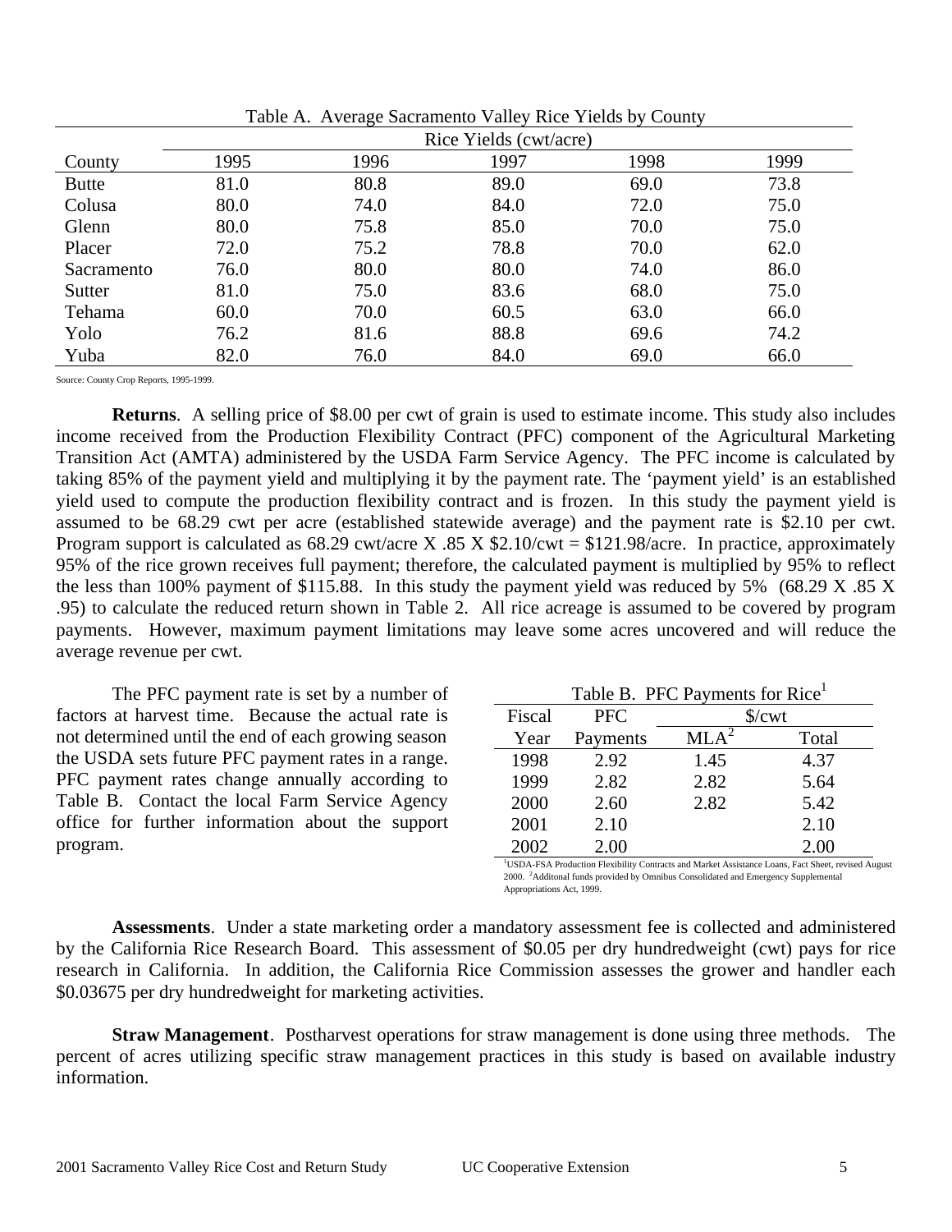Table A. Average Sacramento Valley Rice Yields by County

| | Rice Yields (cwt/acre) | | | | |
|---|---|---|---|---|---|
| County | 1995 | 1996 | 1997 | 1998 | 1999 |
| Butte | 81.0 | 80.8 | 89.0 | 69.0 | 73.8 |
| Colusa | 80.0 | 74.0 | 84.0 | 72.0 | 75.0 |
| Glenn | 80.0 | 75.8 | 85.0 | 70.0 | 75.0 |
| Placer | 72.0 | 75.2 | 78.8 | 70.0 | 62.0 |
| Sacramento | 76.0 | 80.0 | 80.0 | 74.0 | 86.0 |
| Sutter | 81.0 | 75.0 | 83.6 | 68.0 | 75.0 |
| Tehama | 60.0 | 70.0 | 60.5 | 63.0 | 66.0 |
| Yolo | 76.2 | 81.6 | 88.8 | 69.6 | 74.2 |
| Yuba | 82.0 | 76.0 | 84.0 | 69.0 | 66.0 |

Source: County Crop Reports, 1995-1999.

**Returns**. A selling price of $8.00 per cwt of grain is used to estimate income. This study also includes income received from the Production Flexibility Contract (PFC) component of the Agricultural Marketing Transition Act (AMTA) administered by the USDA Farm Service Agency. The PFC income is calculated by taking 85% of the payment yield and multiplying it by the payment rate. The 'payment yield' is an established yield used to compute the production flexibility contract and is frozen. In this study the payment yield is assumed to be 68.29 cwt per acre (established statewide average) and the payment rate is $2.10 per cwt. Program support is calculated as 68.29 cwt/acre X .85 X $2.10/cwt = $121.98/acre. In practice, approximately 95% of the rice grown receives full payment; therefore, the calculated payment is multiplied by 95% to reflect the less than 100% payment of $115.88. In this study the payment yield was reduced by 5% (68.29 X .85 X .95) to calculate the reduced return shown in Table 2. All rice acreage is assumed to be covered by program payments. However, maximum payment limitations may leave some acres uncovered and will reduce the average revenue per cwt.

The PFC payment rate is set by a number of factors at harvest time. Because the actual rate is not determined until the end of each growing season the USDA sets future PFC payment rates in a range. PFC payment rates change annually according to Table B. Contact the local Farm Service Agency office for further information about the support program.

Table B. PFC Payments for Rice[1]

| Fiscal | PFC | $/cwt | |
|---|---|---|---|
| Year | Payments | MLA[2] | Total |
| 1998 | 2.92 | 1.45 | 4.37 |
| 1999 | 2.82 | 2.82 | 5.64 |
| 2000 | 2.60 | 2.82 | 5.42 |
| 2001 | 2.10 | | 2.10 |
| 2002 | 2.00 | | 2.00 |

[1]USDA-FSA Production Flexibility Contracts and Market Assistance Loans, Fact Sheet, revised August 2000. [2]Additonal funds provided by Omnibus Consolidated and Emergency Supplemental Appropriations Act, 1999.

**Assessments**. Under a state marketing order a mandatory assessment fee is collected and administered by the California Rice Research Board. This assessment of $0.05 per dry hundredweight (cwt) pays for rice research in California. In addition, the California Rice Commission assesses the grower and handler each $0.03675 per dry hundredweight for marketing activities.

**Straw Management**. Postharvest operations for straw management is done using three methods. The percent of acres utilizing specific straw management practices in this study is based on available industry information.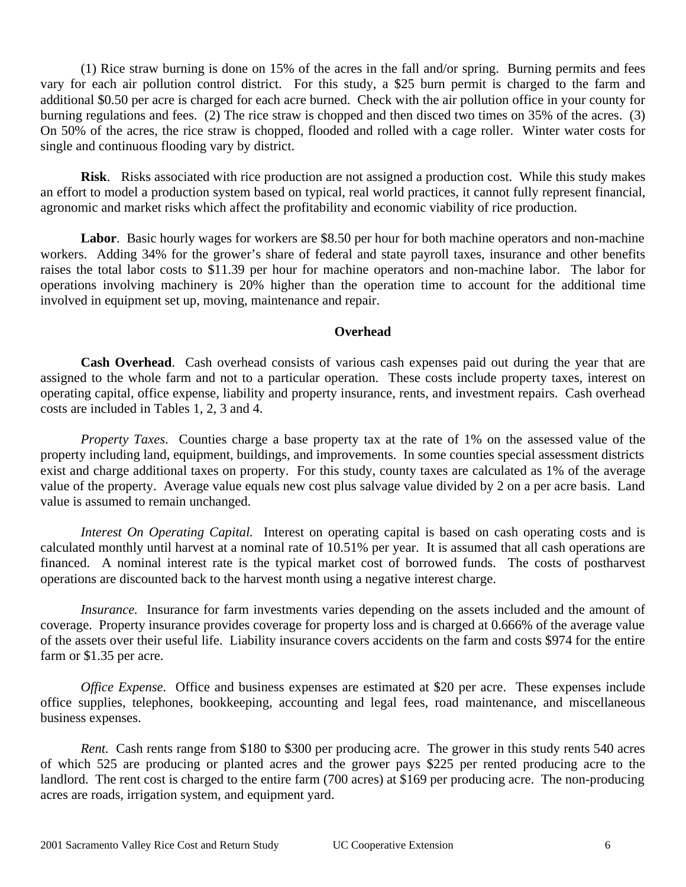(1) Rice straw burning is done on 15% of the acres in the fall and/or spring. Burning permits and fees vary for each air pollution control district. For this study, a $25 burn permit is charged to the farm and additional $0.50 per acre is charged for each acre burned. Check with the air pollution office in your county for burning regulations and fees. (2) The rice straw is chopped and then disced two times on 35% of the acres. (3) On 50% of the acres, the rice straw is chopped, flooded and rolled with a cage roller. Winter water costs for single and continuous flooding vary by district.

**Risk**. Risks associated with rice production are not assigned a production cost. While this study makes an effort to model a production system based on typical, real world practices, it cannot fully represent financial, agronomic and market risks which affect the profitability and economic viability of rice production.

**Labor**. Basic hourly wages for workers are $8.50 per hour for both machine operators and non-machine workers. Adding 34% for the grower's share of federal and state payroll taxes, insurance and other benefits raises the total labor costs to $11.39 per hour for machine operators and non-machine labor. The labor for operations involving machinery is 20% higher than the operation time to account for the additional time involved in equipment set up, moving, maintenance and repair.

## Overhead

**Cash Overhead**. Cash overhead consists of various cash expenses paid out during the year that are assigned to the whole farm and not to a particular operation. These costs include property taxes, interest on operating capital, office expense, liability and property insurance, rents, and investment repairs. Cash overhead costs are included in Tables 1, 2, 3 and 4.

*Property Taxes*. Counties charge a base property tax at the rate of 1% on the assessed value of the property including land, equipment, buildings, and improvements. In some counties special assessment districts exist and charge additional taxes on property. For this study, county taxes are calculated as 1% of the average value of the property. Average value equals new cost plus salvage value divided by 2 on a per acre basis. Land value is assumed to remain unchanged.

*Interest On Operating Capital.* Interest on operating capital is based on cash operating costs and is calculated monthly until harvest at a nominal rate of 10.51% per year. It is assumed that all cash operations are financed. A nominal interest rate is the typical market cost of borrowed funds. The costs of postharvest operations are discounted back to the harvest month using a negative interest charge.

*Insurance.* Insurance for farm investments varies depending on the assets included and the amount of coverage. Property insurance provides coverage for property loss and is charged at 0.666% of the average value of the assets over their useful life. Liability insurance covers accidents on the farm and costs $974 for the entire farm or $1.35 per acre.

*Office Expense.* Office and business expenses are estimated at $20 per acre. These expenses include office supplies, telephones, bookkeeping, accounting and legal fees, road maintenance, and miscellaneous business expenses.

*Rent.* Cash rents range from $180 to $300 per producing acre. The grower in this study rents 540 acres of which 525 are producing or planted acres and the grower pays $225 per rented producing acre to the landlord. The rent cost is charged to the entire farm (700 acres) at $169 per producing acre. The non-producing acres are roads, irrigation system, and equipment yard.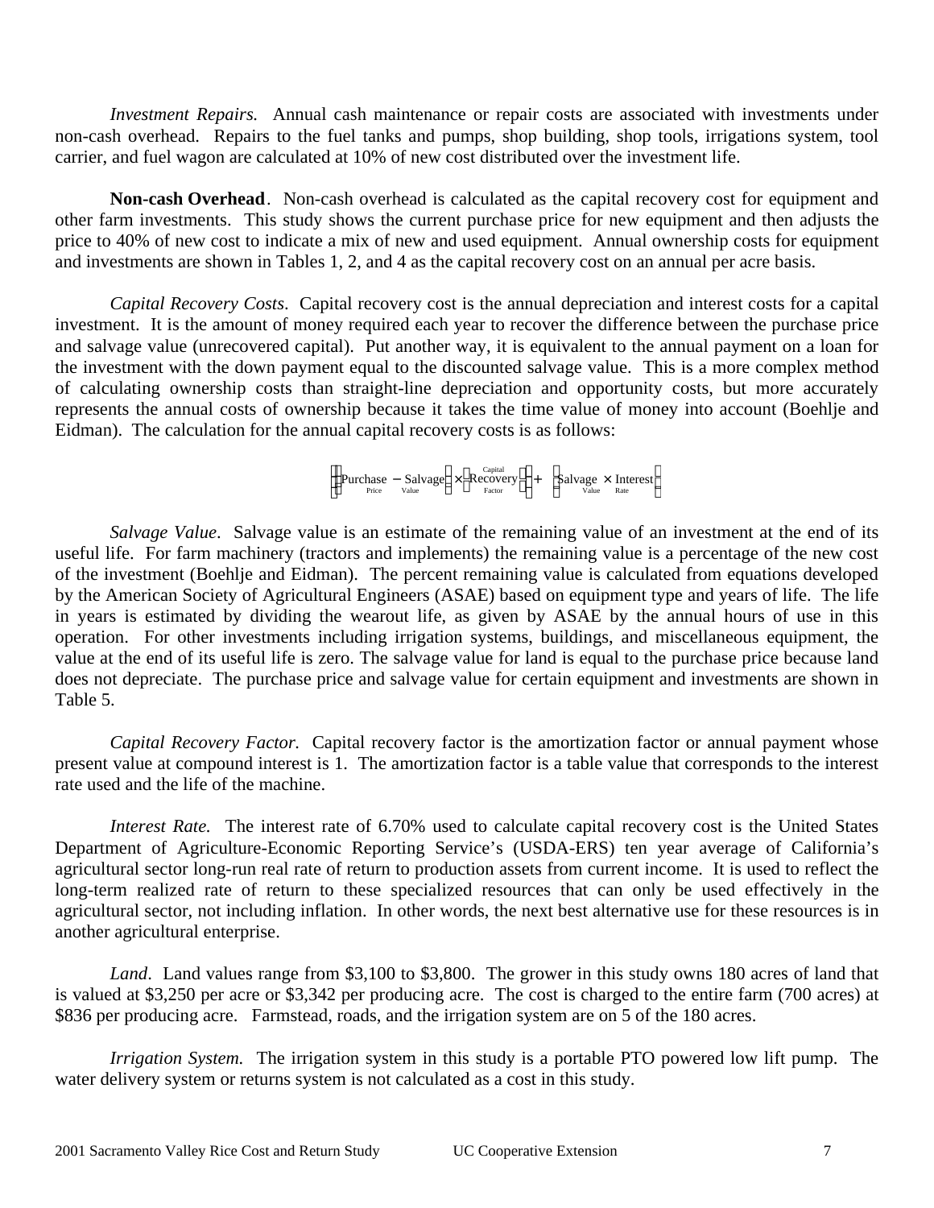*Investment Repairs.* Annual cash maintenance or repair costs are associated with investments under non-cash overhead. Repairs to the fuel tanks and pumps, shop building, shop tools, irrigations system, tool carrier, and fuel wagon are calculated at 10% of new cost distributed over the investment life.

**Non-cash Overhead**. Non-cash overhead is calculated as the capital recovery cost for equipment and other farm investments. This study shows the current purchase price for new equipment and then adjusts the price to 40% of new cost to indicate a mix of new and used equipment. Annual ownership costs for equipment and investments are shown in Tables 1, 2, and 4 as the capital recovery cost on an annual per acre basis.

*Capital Recovery Costs*. Capital recovery cost is the annual depreciation and interest costs for a capital investment. It is the amount of money required each year to recover the difference between the purchase price and salvage value (unrecovered capital). Put another way, it is equivalent to the annual payment on a loan for the investment with the down payment equal to the discounted salvage value. This is a more complex method of calculating ownership costs than straight-line depreciation and opportunity costs, but more accurately represents the annual costs of ownership because it takes the time value of money into account (Boehlje and Eidman). The calculation for the annual capital recovery costs is as follows:

$$\left[\left(\underset{\text{Price}}{\text{Purchase}} - \underset{\text{Value}}{\text{Salvage}}\right) \times \left(\underset{\text{Factor}}{\overset{\text{Capital}}{\text{Recovery}}}\right)\right] + \left(\underset{\text{Value}}{\text{Salvage}} \times \underset{\text{Rate}}{\text{Interest}}\right)$$

*Salvage Value*. Salvage value is an estimate of the remaining value of an investment at the end of its useful life. For farm machinery (tractors and implements) the remaining value is a percentage of the new cost of the investment (Boehlje and Eidman). The percent remaining value is calculated from equations developed by the American Society of Agricultural Engineers (ASAE) based on equipment type and years of life. The life in years is estimated by dividing the wearout life, as given by ASAE by the annual hours of use in this operation. For other investments including irrigation systems, buildings, and miscellaneous equipment, the value at the end of its useful life is zero. The salvage value for land is equal to the purchase price because land does not depreciate. The purchase price and salvage value for certain equipment and investments are shown in Table 5.

*Capital Recovery Factor.* Capital recovery factor is the amortization factor or annual payment whose present value at compound interest is 1. The amortization factor is a table value that corresponds to the interest rate used and the life of the machine.

*Interest Rate.* The interest rate of 6.70% used to calculate capital recovery cost is the United States Department of Agriculture-Economic Reporting Service's (USDA-ERS) ten year average of California's agricultural sector long-run real rate of return to production assets from current income. It is used to reflect the long-term realized rate of return to these specialized resources that can only be used effectively in the agricultural sector, not including inflation. In other words, the next best alternative use for these resources is in another agricultural enterprise.

*Land*. Land values range from $3,100 to $3,800. The grower in this study owns 180 acres of land that is valued at $3,250 per acre or $3,342 per producing acre. The cost is charged to the entire farm (700 acres) at $836 per producing acre. Farmstead, roads, and the irrigation system are on 5 of the 180 acres.

*Irrigation System.* The irrigation system in this study is a portable PTO powered low lift pump. The water delivery system or returns system is not calculated as a cost in this study.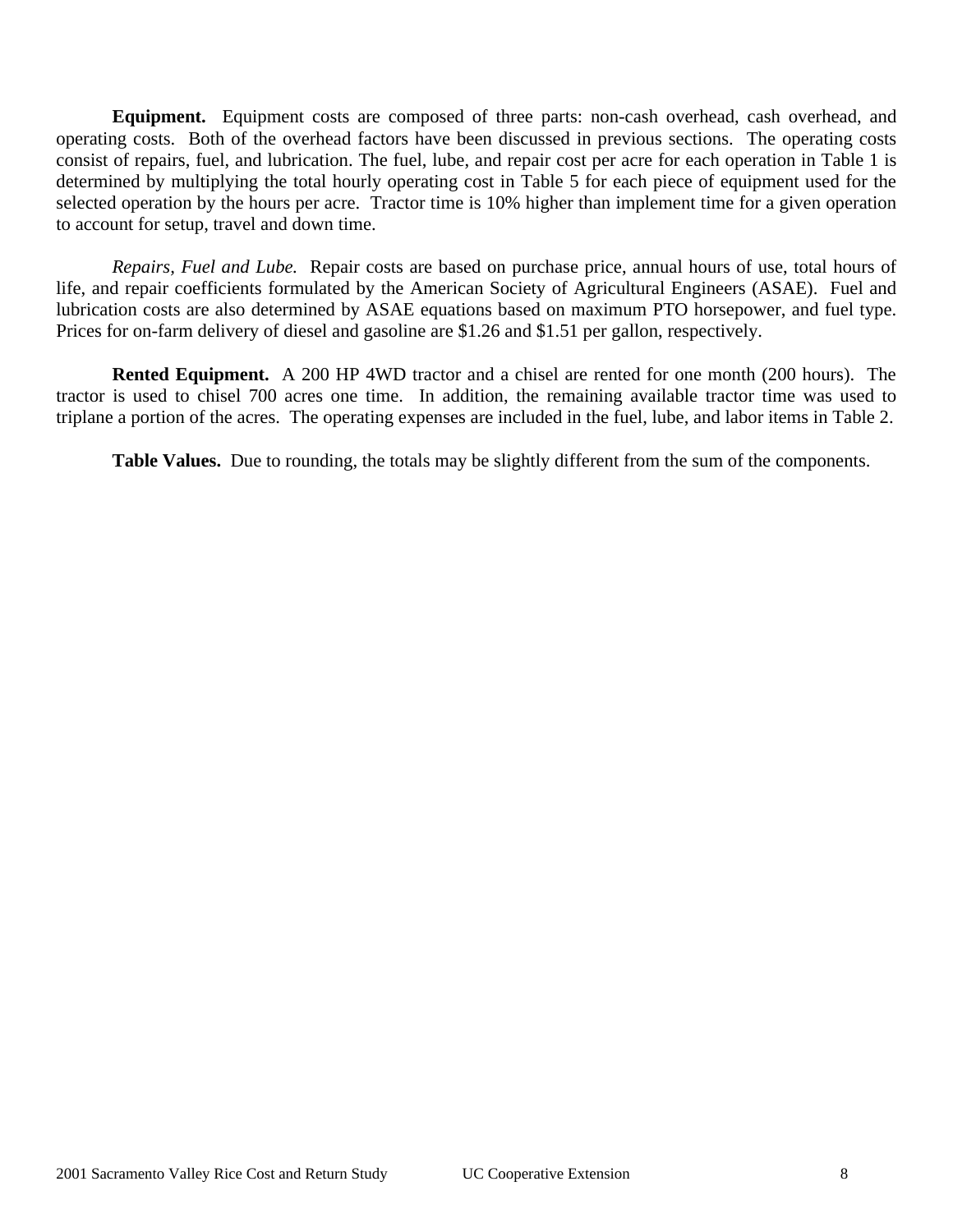**Equipment.** Equipment costs are composed of three parts: non-cash overhead, cash overhead, and operating costs. Both of the overhead factors have been discussed in previous sections. The operating costs consist of repairs, fuel, and lubrication. The fuel, lube, and repair cost per acre for each operation in Table 1 is determined by multiplying the total hourly operating cost in Table 5 for each piece of equipment used for the selected operation by the hours per acre. Tractor time is 10% higher than implement time for a given operation to account for setup, travel and down time.

*Repairs, Fuel and Lube.* Repair costs are based on purchase price, annual hours of use, total hours of life, and repair coefficients formulated by the American Society of Agricultural Engineers (ASAE). Fuel and lubrication costs are also determined by ASAE equations based on maximum PTO horsepower, and fuel type. Prices for on-farm delivery of diesel and gasoline are $1.26 and $1.51 per gallon, respectively.

**Rented Equipment.** A 200 HP 4WD tractor and a chisel are rented for one month (200 hours). The tractor is used to chisel 700 acres one time. In addition, the remaining available tractor time was used to triplane a portion of the acres. The operating expenses are included in the fuel, lube, and labor items in Table 2.

**Table Values.** Due to rounding, the totals may be slightly different from the sum of the components.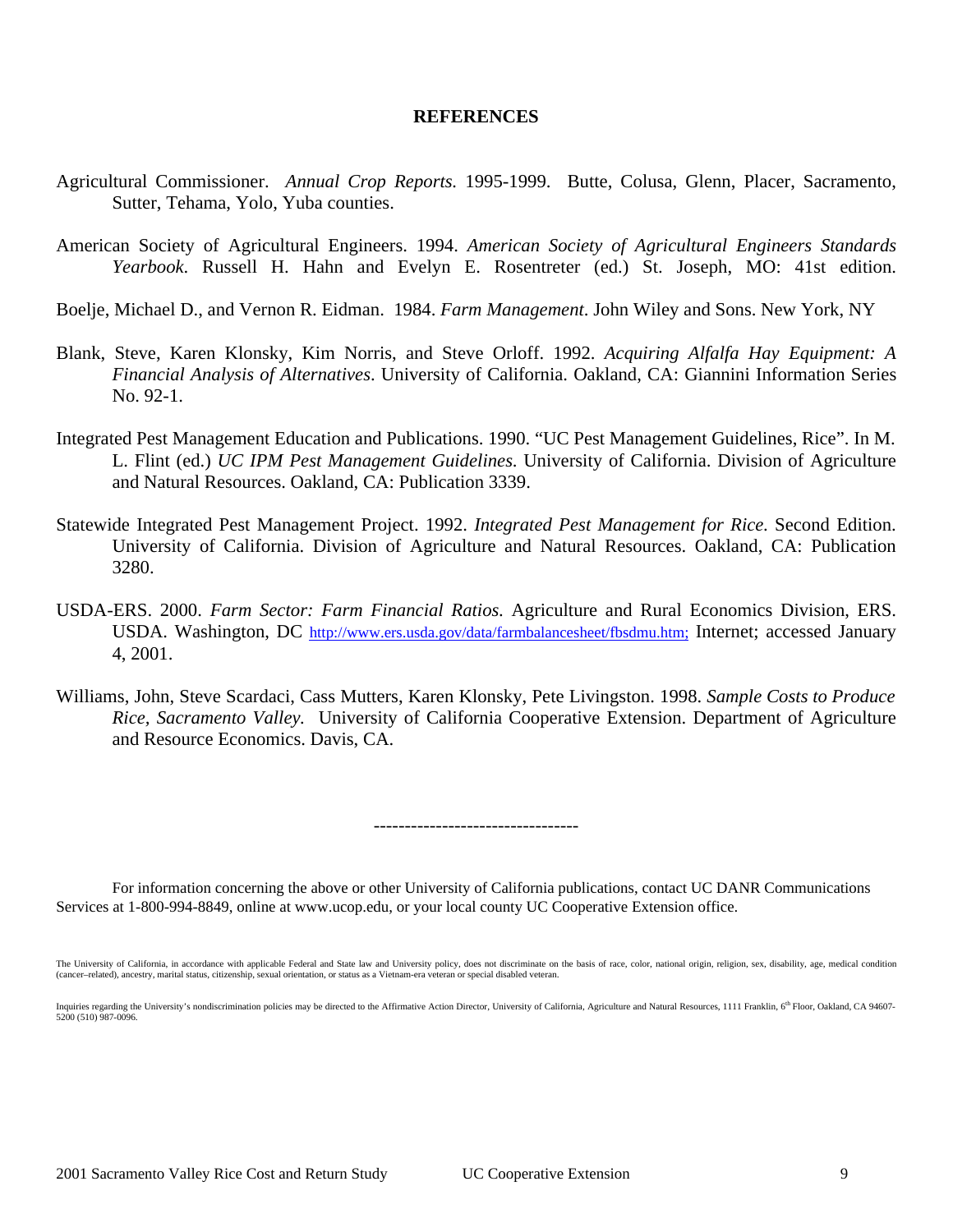## REFERENCES

Agricultural Commissioner. *Annual Crop Reports.* 1995-1999. Butte, Colusa, Glenn, Placer, Sacramento, Sutter, Tehama, Yolo, Yuba counties.

American Society of Agricultural Engineers. 1994. *American Society of Agricultural Engineers Standards Yearbook*. Russell H. Hahn and Evelyn E. Rosentreter (ed.) St. Joseph, MO: 41st edition.

Boelje, Michael D., and Vernon R. Eidman. 1984. *Farm Management*. John Wiley and Sons. New York, NY

Blank, Steve, Karen Klonsky, Kim Norris, and Steve Orloff. 1992. *Acquiring Alfalfa Hay Equipment: A Financial Analysis of Alternatives*. University of California. Oakland, CA: Giannini Information Series No. 92-1.

Integrated Pest Management Education and Publications. 1990. "UC Pest Management Guidelines, Rice". In M. L. Flint (ed.) *UC IPM Pest Management Guidelines.* University of California. Division of Agriculture and Natural Resources. Oakland, CA: Publication 3339.

Statewide Integrated Pest Management Project. 1992. *Integrated Pest Management for Rice.* Second Edition. University of California. Division of Agriculture and Natural Resources. Oakland, CA: Publication 3280.

USDA-ERS. 2000. *Farm Sector: Farm Financial Ratios.* Agriculture and Rural Economics Division, ERS. USDA. Washington, DC http://www.ers.usda.gov/data/farmbalancesheet/fbsdmu.htm; Internet; accessed January 4, 2001.

Williams, John, Steve Scardaci, Cass Mutters, Karen Klonsky, Pete Livingston. 1998. *Sample Costs to Produce Rice, Sacramento Valley.* University of California Cooperative Extension. Department of Agriculture and Resource Economics. Davis, CA.

--------------------------------

For information concerning the above or other University of California publications, contact UC DANR Communications Services at 1-800-994-8849, online at www.ucop.edu, or your local county UC Cooperative Extension office.

The University of California, in accordance with applicable Federal and State law and University policy, does not discriminate on the basis of race, color, national origin, religion, sex, disability, age, medical condition (cancer–related), ancestry, marital status, citizenship, sexual orientation, or status as a Vietnam-era veteran or special disabled veteran.

Inquiries regarding the University's nondiscrimination policies may be directed to the Affirmative Action Director, University of California, Agriculture and Natural Resources, 1111 Franklin, 6th Floor, Oakland, CA 94607-5200 (510) 987-0096.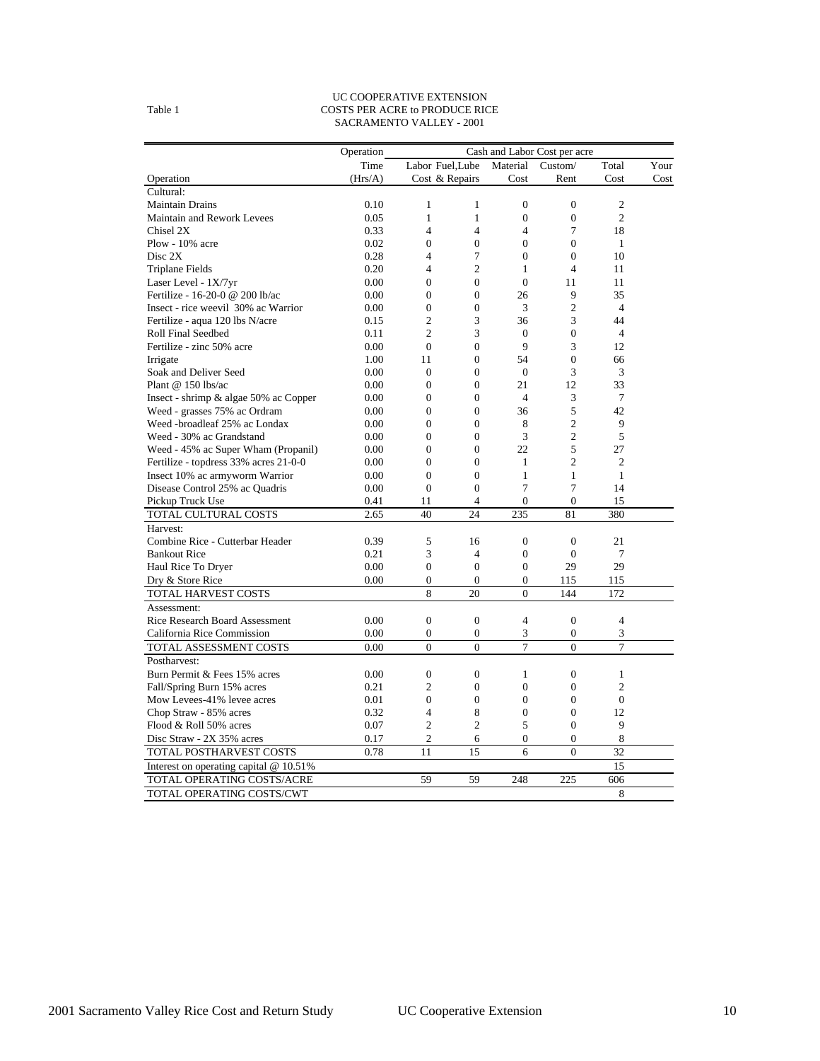Table 1

UC COOPERATIVE EXTENSION
COSTS PER ACRE to PRODUCE RICE
SACRAMENTO VALLEY - 2001

| Operation | Operation Time (Hrs/A) | Labor Cost | Fuel,Lube & Repairs | Material Cost | Custom/ Rent | Total Cost | Your Cost |
|---|---|---|---|---|---|---|---|
| Cultural: | | | | | | | |
| Maintain Drains | 0.10 | 1 | 1 | 0 | 0 | 2 | |
| Maintain and Rework Levees | 0.05 | 1 | 1 | 0 | 0 | 2 | |
| Chisel 2X | 0.33 | 4 | 4 | 4 | 7 | 18 | |
| Plow - 10% acre | 0.02 | 0 | 0 | 0 | 0 | 1 | |
| Disc 2X | 0.28 | 4 | 7 | 0 | 0 | 10 | |
| Triplane Fields | 0.20 | 4 | 2 | 1 | 4 | 11 | |
| Laser Level - 1X/7yr | 0.00 | 0 | 0 | 0 | 11 | 11 | |
| Fertilize - 16-20-0 @ 200 lb/ac | 0.00 | 0 | 0 | 26 | 9 | 35 | |
| Insect - rice weevil 30% ac Warrior | 0.00 | 0 | 0 | 3 | 2 | 4 | |
| Fertilize - aqua 120 lbs N/acre | 0.15 | 2 | 3 | 36 | 3 | 44 | |
| Roll Final Seedbed | 0.11 | 2 | 3 | 0 | 0 | 4 | |
| Fertilize - zinc 50% acre | 0.00 | 0 | 0 | 9 | 3 | 12 | |
| Irrigate | 1.00 | 11 | 0 | 54 | 0 | 66 | |
| Soak and Deliver Seed | 0.00 | 0 | 0 | 0 | 3 | 3 | |
| Plant @ 150 lbs/ac | 0.00 | 0 | 0 | 21 | 12 | 33 | |
| Insect - shrimp & algae 50% ac Copper | 0.00 | 0 | 0 | 4 | 3 | 7 | |
| Weed - grasses 75% ac Ordram | 0.00 | 0 | 0 | 36 | 5 | 42 | |
| Weed -broadleaf 25% ac Londax | 0.00 | 0 | 0 | 8 | 2 | 9 | |
| Weed - 30% ac Grandstand | 0.00 | 0 | 0 | 3 | 2 | 5 | |
| Weed - 45% ac Super Wham (Propanil) | 0.00 | 0 | 0 | 22 | 5 | 27 | |
| Fertilize - topdress 33% acres 21-0-0 | 0.00 | 0 | 0 | 1 | 2 | 2 | |
| Insect 10% ac armyworm Warrior | 0.00 | 0 | 0 | 1 | 1 | 1 | |
| Disease Control 25% ac Quadris | 0.00 | 0 | 0 | 7 | 7 | 14 | |
| Pickup Truck Use | 0.41 | 11 | 4 | 0 | 0 | 15 | |
| TOTAL CULTURAL COSTS | 2.65 | 40 | 24 | 235 | 81 | 380 | |
| Harvest: | | | | | | | |
| Combine Rice - Cutterbar Header | 0.39 | 5 | 16 | 0 | 0 | 21 | |
| Bankout Rice | 0.21 | 3 | 4 | 0 | 0 | 7 | |
| Haul Rice To Dryer | 0.00 | 0 | 0 | 0 | 29 | 29 | |
| Dry & Store Rice | 0.00 | 0 | 0 | 0 | 115 | 115 | |
| TOTAL HARVEST COSTS | | 8 | 20 | 0 | 144 | 172 | |
| Assessment: | | | | | | | |
| Rice Research Board Assessment | 0.00 | 0 | 0 | 4 | 0 | 4 | |
| California Rice Commission | 0.00 | 0 | 0 | 3 | 0 | 3 | |
| TOTAL ASSESSMENT COSTS | 0.00 | 0 | 0 | 7 | 0 | 7 | |
| Postharvest: | | | | | | | |
| Burn Permit & Fees 15% acres | 0.00 | 0 | 0 | 1 | 0 | 1 | |
| Fall/Spring Burn 15% acres | 0.21 | 2 | 0 | 0 | 0 | 2 | |
| Mow Levees-41% levee acres | 0.01 | 0 | 0 | 0 | 0 | 0 | |
| Chop Straw - 85% acres | 0.32 | 4 | 8 | 0 | 0 | 12 | |
| Flood & Roll 50% acres | 0.07 | 2 | 2 | 5 | 0 | 9 | |
| Disc Straw - 2X 35% acres | 0.17 | 2 | 6 | 0 | 0 | 8 | |
| TOTAL POSTHARVEST COSTS | 0.78 | 11 | 15 | 6 | 0 | 32 | |
| Interest on operating capital @ 10.51% | | | | | | 15 | |
| TOTAL OPERATING COSTS/ACRE | | 59 | 59 | 248 | 225 | 606 | |
| TOTAL OPERATING COSTS/CWT | | | | | | 8 | |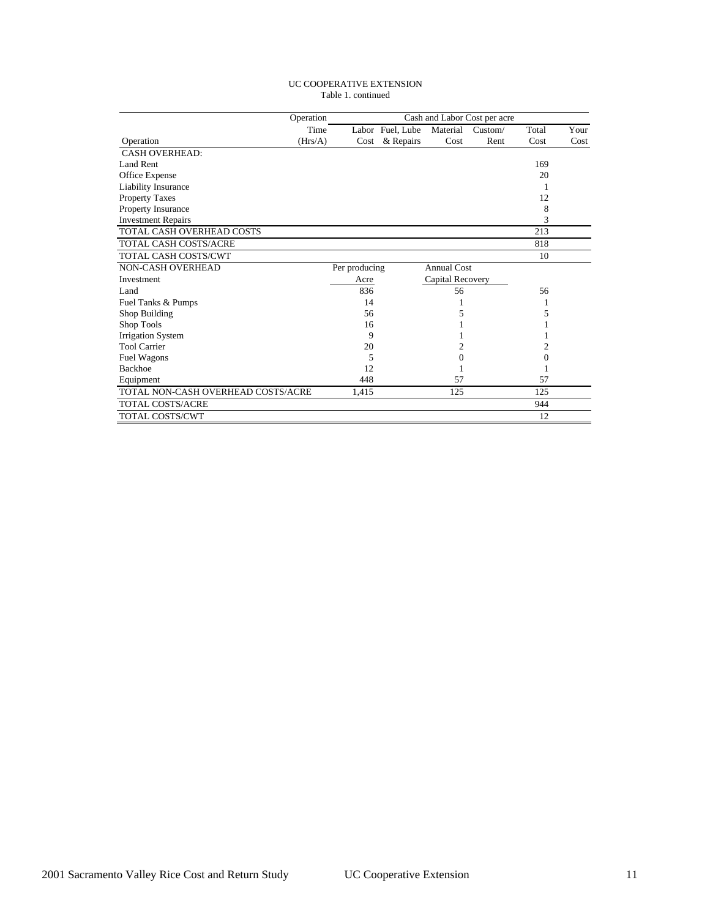UC COOPERATIVE EXTENSION
Table 1. continued

| Operation | Operation Time (Hrs/A) | Labor Cost | Fuel, Lube & Repairs | Material Cost | Custom/ Rent | Total Cost | Your Cost |
|---|---|---|---|---|---|---|---|
| CASH OVERHEAD: | | | | | | | |
| Land Rent | | | | | | 169 | |
| Office Expense | | | | | | 20 | |
| Liability Insurance | | | | | | 1 | |
| Property Taxes | | | | | | 12 | |
| Property Insurance | | | | | | 8 | |
| Investment Repairs | | | | | | 3 | |
| TOTAL CASH OVERHEAD COSTS | | | | | | 213 | |
| TOTAL CASH COSTS/ACRE | | | | | | 818 | |
| TOTAL CASH COSTS/CWT | | | | | | 10 | |
| NON-CASH OVERHEAD | | Per producing | | Annual Cost | | | |
| Investment | | Acre | | Capital Recovery | | | |
| Land | | 836 | | 56 | | 56 | |
| Fuel Tanks & Pumps | | 14 | | 1 | | 1 | |
| Shop Building | | 56 | | 5 | | 5 | |
| Shop Tools | | 16 | | 1 | | 1 | |
| Irrigation System | | 9 | | 1 | | 1 | |
| Tool Carrier | | 20 | | 2 | | 2 | |
| Fuel Wagons | | 5 | | 0 | | 0 | |
| Backhoe | | 12 | | 1 | | 1 | |
| Equipment | | 448 | | 57 | | 57 | |
| TOTAL NON-CASH OVERHEAD COSTS/ACRE | | 1,415 | | 125 | | 125 | |
| TOTAL COSTS/ACRE | | | | | | 944 | |
| TOTAL COSTS/CWT | | | | | | 12 | |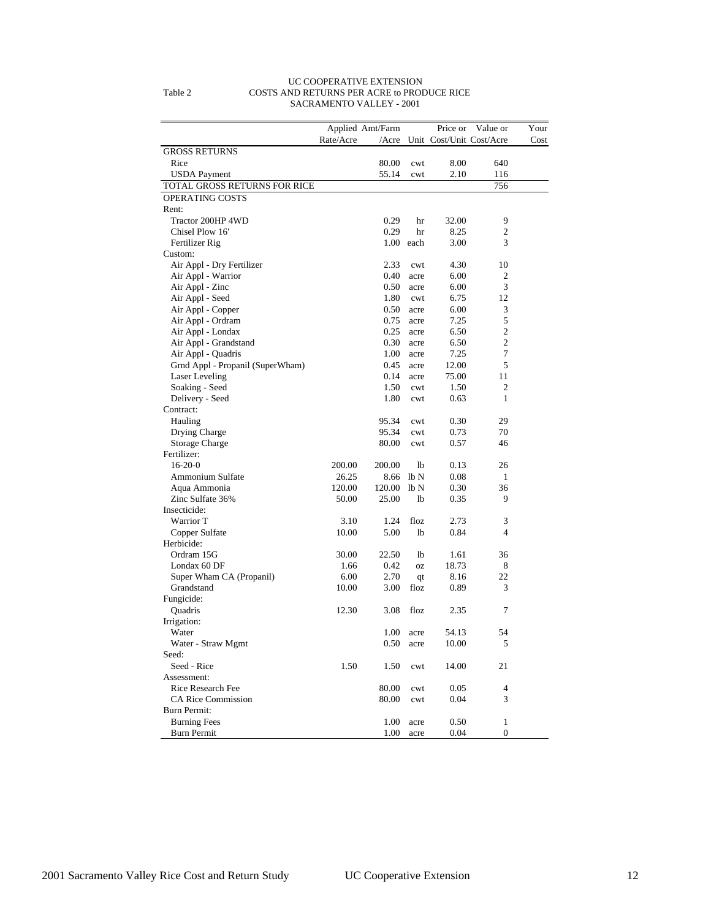UC COOPERATIVE EXTENSION

Table 2 COSTS AND RETURNS PER ACRE to PRODUCE RICE

SACRAMENTO VALLEY - 2001

| | Applied Rate/Acre | Amt/Farm /Acre | Unit | Price or Cost/Unit | Value or Cost/Acre | Your Cost |
|---|---|---|---|---|---|---|
| GROSS RETURNS | | | | | | |
| Rice | | 80.00 | cwt | 8.00 | 640 | |
| USDA Payment | | 55.14 | cwt | 2.10 | 116 | |
| TOTAL GROSS RETURNS FOR RICE | | | | | 756 | |
| OPERATING COSTS | | | | | | |
| Rent: | | | | | | |
| Tractor 200HP 4WD | | 0.29 | hr | 32.00 | 9 | |
| Chisel Plow 16' | | 0.29 | hr | 8.25 | 2 | |
| Fertilizer Rig | | 1.00 | each | 3.00 | 3 | |
| Custom: | | | | | | |
| Air Appl - Dry Fertilizer | | 2.33 | cwt | 4.30 | 10 | |
| Air Appl - Warrior | | 0.40 | acre | 6.00 | 2 | |
| Air Appl - Zinc | | 0.50 | acre | 6.00 | 3 | |
| Air Appl - Seed | | 1.80 | cwt | 6.75 | 12 | |
| Air Appl - Copper | | 0.50 | acre | 6.00 | 3 | |
| Air Appl - Ordram | | 0.75 | acre | 7.25 | 5 | |
| Air Appl - Londax | | 0.25 | acre | 6.50 | 2 | |
| Air Appl - Grandstand | | 0.30 | acre | 6.50 | 2 | |
| Air Appl - Quadris | | 1.00 | acre | 7.25 | 7 | |
| Grnd Appl - Propanil (SuperWham) | | 0.45 | acre | 12.00 | 5 | |
| Laser Leveling | | 0.14 | acre | 75.00 | 11 | |
| Soaking - Seed | | 1.50 | cwt | 1.50 | 2 | |
| Delivery - Seed | | 1.80 | cwt | 0.63 | 1 | |
| Contract: | | | | | | |
| Hauling | | 95.34 | cwt | 0.30 | 29 | |
| Drying Charge | | 95.34 | cwt | 0.73 | 70 | |
| Storage Charge | | 80.00 | cwt | 0.57 | 46 | |
| Fertilizer: | | | | | | |
| 16-20-0 | 200.00 | 200.00 | lb | 0.13 | 26 | |
| Ammonium Sulfate | 26.25 | 8.66 | lb N | 0.08 | 1 | |
| Aqua Ammonia | 120.00 | 120.00 | lb N | 0.30 | 36 | |
| Zinc Sulfate 36% | 50.00 | 25.00 | lb | 0.35 | 9 | |
| Insecticide: | | | | | | |
| Warrior T | 3.10 | 1.24 | floz | 2.73 | 3 | |
| Copper Sulfate | 10.00 | 5.00 | lb | 0.84 | 4 | |
| Herbicide: | | | | | | |
| Ordram 15G | 30.00 | 22.50 | lb | 1.61 | 36 | |
| Londax 60 DF | 1.66 | 0.42 | oz | 18.73 | 8 | |
| Super Wham CA (Propanil) | 6.00 | 2.70 | qt | 8.16 | 22 | |
| Grandstand | 10.00 | 3.00 | floz | 0.89 | 3 | |
| Fungicide: | | | | | | |
| Quadris | 12.30 | 3.08 | floz | 2.35 | 7 | |
| Irrigation: | | | | | | |
| Water | | 1.00 | acre | 54.13 | 54 | |
| Water - Straw Mgmt | | 0.50 | acre | 10.00 | 5 | |
| Seed: | | | | | | |
| Seed - Rice | 1.50 | 1.50 | cwt | 14.00 | 21 | |
| Assessment: | | | | | | |
| Rice Research Fee | | 80.00 | cwt | 0.05 | 4 | |
| CA Rice Commission | | 80.00 | cwt | 0.04 | 3 | |
| Burn Permit: | | | | | | |
| Burning Fees | | 1.00 | acre | 0.50 | 1 | |
| Burn Permit | | 1.00 | acre | 0.04 | 0 | |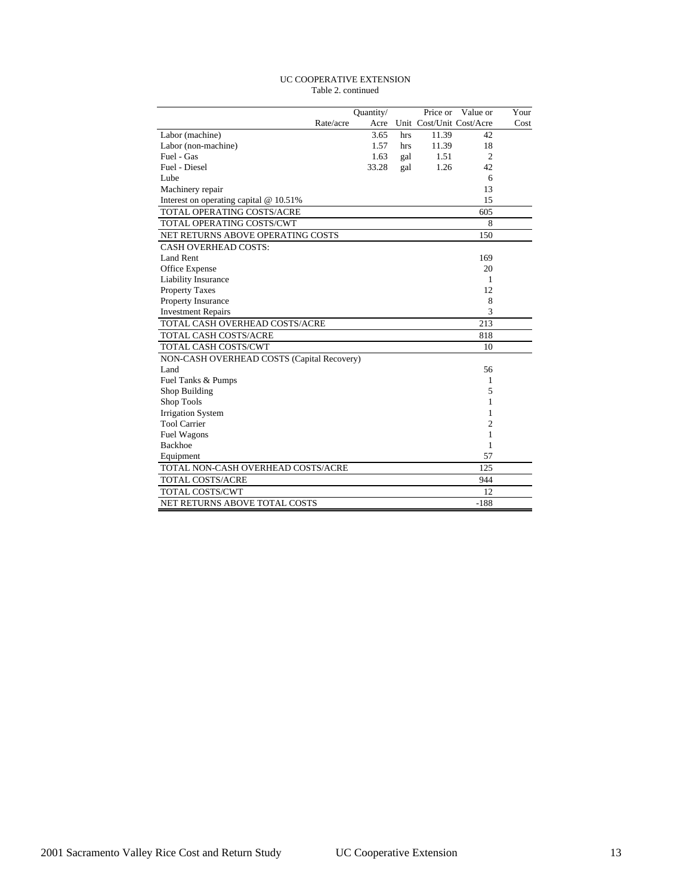UC COOPERATIVE EXTENSION

Table 2. continued

| | Rate/acre | Quantity/ Acre | Unit | Price or Cost/Unit | Value or Cost/Acre | Your Cost |
|---|---|---|---|---|---|---|
| Labor (machine) | | 3.65 | hrs | 11.39 | 42 | |
| Labor (non-machine) | | 1.57 | hrs | 11.39 | 18 | |
| Fuel - Gas | | 1.63 | gal | 1.51 | 2 | |
| Fuel - Diesel | | 33.28 | gal | 1.26 | 42 | |
| Lube | | | | | 6 | |
| Machinery repair | | | | | 13 | |
| Interest on operating capital @ 10.51% | | | | | 15 | |
| TOTAL OPERATING COSTS/ACRE | | | | | 605 | |
| TOTAL OPERATING COSTS/CWT | | | | | 8 | |
| NET RETURNS ABOVE OPERATING COSTS | | | | | 150 | |
| CASH OVERHEAD COSTS: | | | | | | |
| Land Rent | | | | | 169 | |
| Office Expense | | | | | 20 | |
| Liability Insurance | | | | | 1 | |
| Property Taxes | | | | | 12 | |
| Property Insurance | | | | | 8 | |
| Investment Repairs | | | | | 3 | |
| TOTAL CASH OVERHEAD COSTS/ACRE | | | | | 213 | |
| TOTAL CASH COSTS/ACRE | | | | | 818 | |
| TOTAL CASH COSTS/CWT | | | | | 10 | |
| NON-CASH OVERHEAD COSTS (Capital Recovery) | | | | | | |
| Land | | | | | 56 | |
| Fuel Tanks & Pumps | | | | | 1 | |
| Shop Building | | | | | 5 | |
| Shop Tools | | | | | 1 | |
| Irrigation System | | | | | 1 | |
| Tool Carrier | | | | | 2 | |
| Fuel Wagons | | | | | 1 | |
| Backhoe | | | | | 1 | |
| Equipment | | | | | 57 | |
| TOTAL NON-CASH OVERHEAD COSTS/ACRE | | | | | 125 | |
| TOTAL COSTS/ACRE | | | | | 944 | |
| TOTAL COSTS/CWT | | | | | 12 | |
| NET RETURNS ABOVE TOTAL COSTS | | | | | -188 | |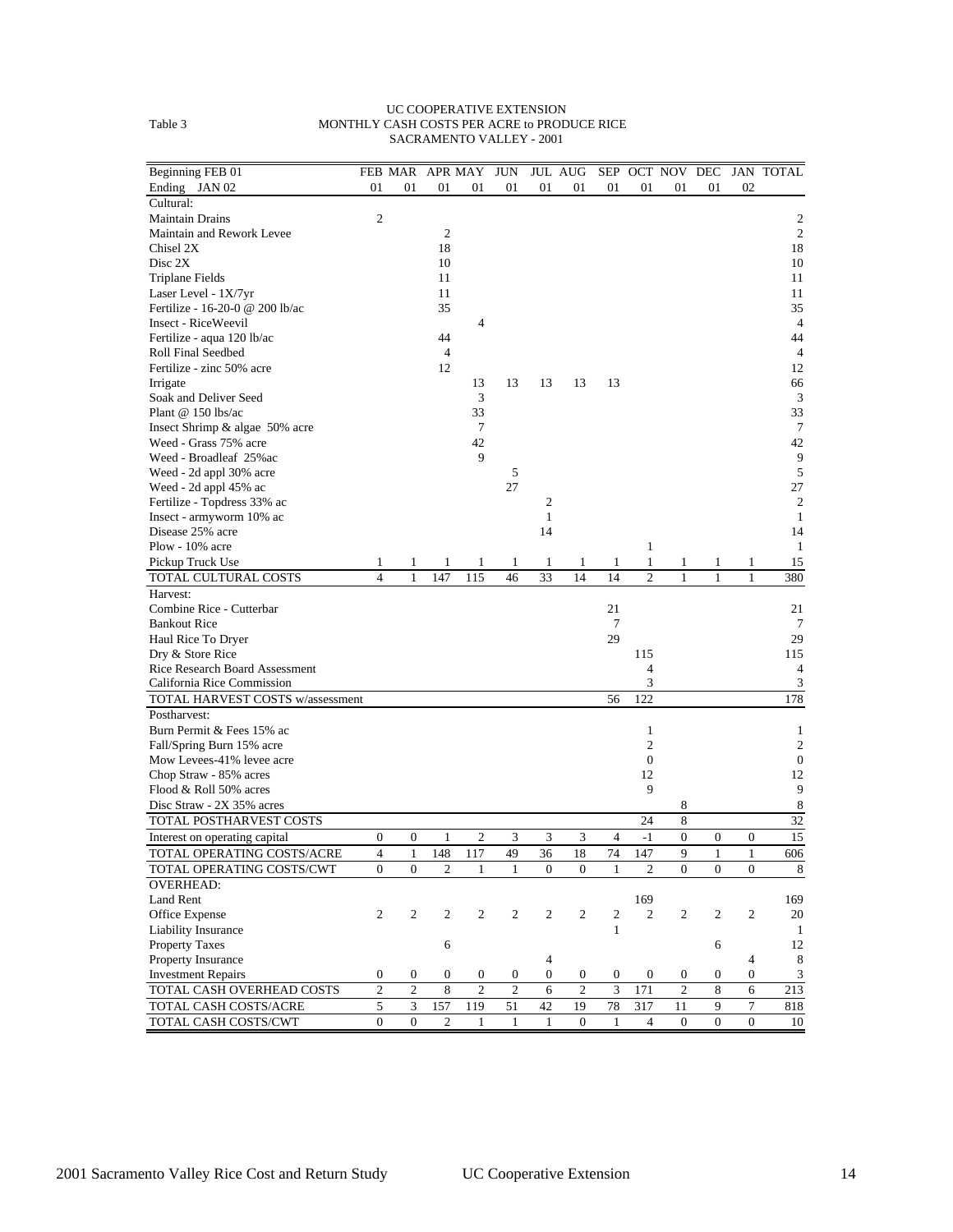Table 3

UC COOPERATIVE EXTENSION
MONTHLY CASH COSTS PER ACRE to PRODUCE RICE
SACRAMENTO VALLEY - 2001

| Beginning FEB 01 | FEB | MAR | APR | MAY | JUN | JUL | AUG | SEP | OCT | NOV | DEC | JAN | TOTAL |
|---|---|---|---|---|---|---|---|---|---|---|---|---|---|
| Ending JAN 02 | 01 | 01 | 01 | 01 | 01 | 01 | 01 | 01 | 01 | 01 | 01 | 02 | |
| Cultural: | | | | | | | | | | | | | |
| Maintain Drains | 2 | | | | | | | | | | | | 2 |
| Maintain and Rework Levee | | | 2 | | | | | | | | | | 2 |
| Chisel 2X | | | 18 | | | | | | | | | | 18 |
| Disc 2X | | | 10 | | | | | | | | | | 10 |
| Triplane Fields | | | 11 | | | | | | | | | | 11 |
| Laser Level - 1X/7yr | | | 11 | | | | | | | | | | 11 |
| Fertilize - 16-20-0 @ 200 lb/ac | | | 35 | | | | | | | | | | 35 |
| Insect - RiceWeevil | | | | 4 | | | | | | | | | 4 |
| Fertilize - aqua 120 lb/ac | | | 44 | | | | | | | | | | 44 |
| Roll Final Seedbed | | | 4 | | | | | | | | | | 4 |
| Fertilize - zinc 50% acre | | | 12 | | | | | | | | | | 12 |
| Irrigate | | | | 13 | 13 | 13 | 13 | 13 | | | | | 66 |
| Soak and Deliver Seed | | | | 3 | | | | | | | | | 3 |
| Plant @ 150 lbs/ac | | | | 33 | | | | | | | | | 33 |
| Insect Shrimp & algae 50% acre | | | | 7 | | | | | | | | | 7 |
| Weed - Grass 75% acre | | | | 42 | | | | | | | | | 42 |
| Weed - Broadleaf 25%ac | | | | 9 | | | | | | | | | 9 |
| Weed - 2d appl 30% acre | | | | | 5 | | | | | | | | 5 |
| Weed - 2d appl 45% ac | | | | | 27 | | | | | | | | 27 |
| Fertilize - Topdress 33% ac | | | | | | 2 | | | | | | | 2 |
| Insect - armyworm 10% ac | | | | | | 1 | | | | | | | 1 |
| Disease 25% acre | | | | | | 14 | | | | | | | 14 |
| Plow - 10% acre | | | | | | | | | 1 | | | | 1 |
| Pickup Truck Use | 1 | 1 | 1 | 1 | 1 | 1 | 1 | 1 | 1 | 1 | 1 | 1 | 15 |
| TOTAL CULTURAL COSTS | 4 | 1 | 147 | 115 | 46 | 33 | 14 | 14 | 2 | 1 | 1 | 1 | 380 |
| Harvest: | | | | | | | | | | | | | |
| Combine Rice - Cutterbar | | | | | | | | 21 | | | | | 21 |
| Bankout Rice | | | | | | | | 7 | | | | | 7 |
| Haul Rice To Dryer | | | | | | | | 29 | | | | | 29 |
| Dry & Store Rice | | | | | | | | | 115 | | | | 115 |
| Rice Research Board Assessment | | | | | | | | | 4 | | | | 4 |
| California Rice Commission | | | | | | | | | 3 | | | | 3 |
| TOTAL HARVEST COSTS w/assessment | | | | | | | | 56 | 122 | | | | 178 |
| Postharvest: | | | | | | | | | | | | | |
| Burn Permit & Fees 15% ac | | | | | | | | | 1 | | | | 1 |
| Fall/Spring Burn 15% acre | | | | | | | | | 2 | | | | 2 |
| Mow Levees-41% levee acre | | | | | | | | | 0 | | | | 0 |
| Chop Straw - 85% acres | | | | | | | | | 12 | | | | 12 |
| Flood & Roll 50% acres | | | | | | | | | 9 | | | | 9 |
| Disc Straw - 2X 35% acres | | | | | | | | | | 8 | | | 8 |
| TOTAL POSTHARVEST COSTS | | | | | | | | | 24 | 8 | | | 32 |
| Interest on operating capital | 0 | 0 | 1 | 2 | 3 | 3 | 3 | 4 | -1 | 0 | 0 | 0 | 15 |
| TOTAL OPERATING COSTS/ACRE | 4 | 1 | 148 | 117 | 49 | 36 | 18 | 74 | 147 | 9 | 1 | 1 | 606 |
| TOTAL OPERATING COSTS/CWT | 0 | 0 | 2 | 1 | 1 | 0 | 0 | 1 | 2 | 0 | 0 | 0 | 8 |
| OVERHEAD: | | | | | | | | | | | | | |
| Land Rent | | | | | | | | | 169 | | | | 169 |
| Office Expense | 2 | 2 | 2 | 2 | 2 | 2 | 2 | 2 | 2 | 2 | 2 | 2 | 20 |
| Liability Insurance | | | | | | | | 1 | | | | | 1 |
| Property Taxes | | | 6 | | | | | | | | 6 | | 12 |
| Property Insurance | | | | | | 4 | | | | | | 4 | 8 |
| Investment Repairs | 0 | 0 | 0 | 0 | 0 | 0 | 0 | 0 | 0 | 0 | 0 | 0 | 3 |
| TOTAL CASH OVERHEAD COSTS | 2 | 2 | 8 | 2 | 2 | 6 | 2 | 3 | 171 | 2 | 8 | 6 | 213 |
| TOTAL CASH COSTS/ACRE | 5 | 3 | 157 | 119 | 51 | 42 | 19 | 78 | 317 | 11 | 9 | 7 | 818 |
| TOTAL CASH COSTS/CWT | 0 | 0 | 2 | 1 | 1 | 1 | 0 | 1 | 4 | 0 | 0 | 0 | 10 |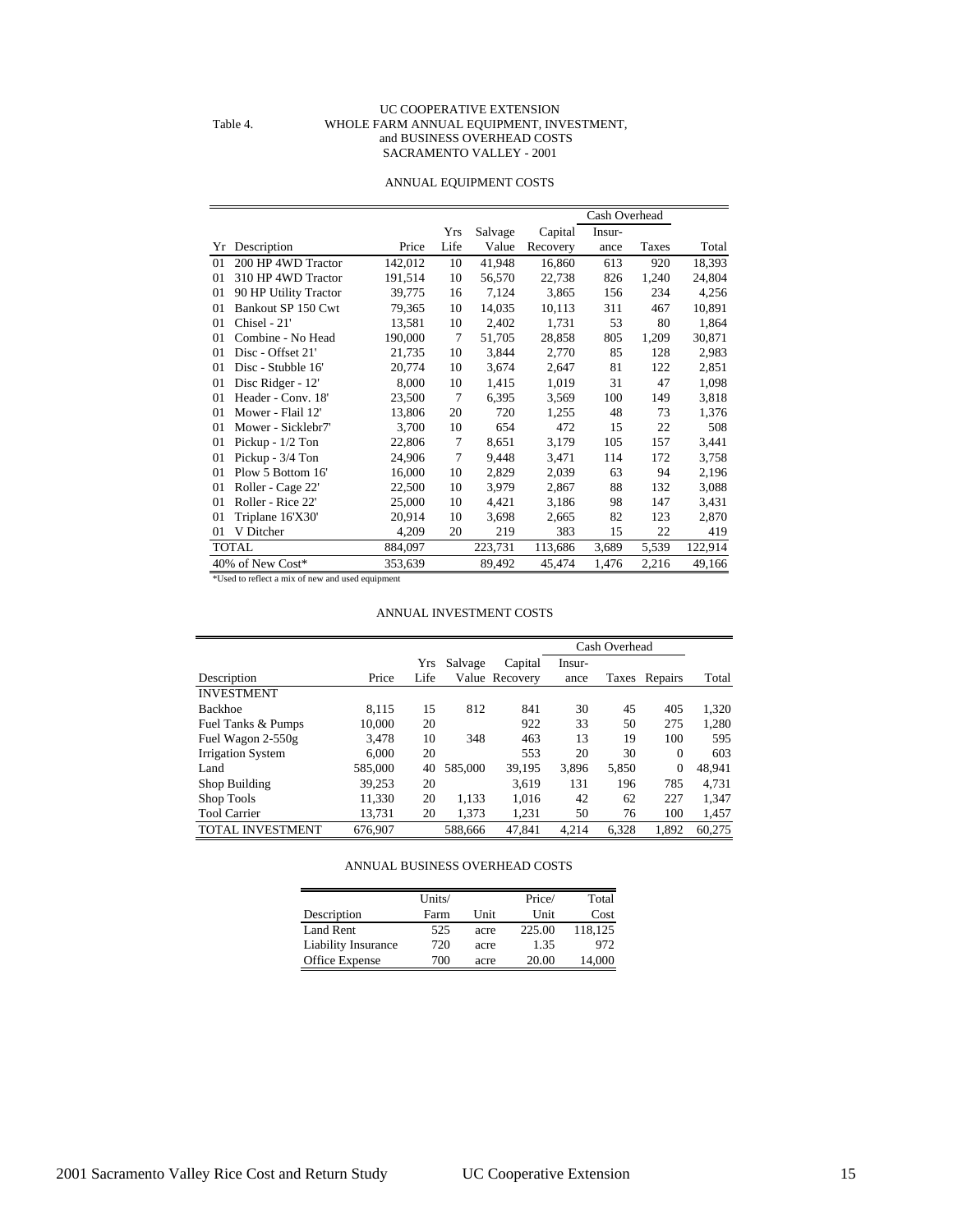Table 4.

UC COOPERATIVE EXTENSION
WHOLE FARM ANNUAL EQUIPMENT, INVESTMENT, and BUSINESS OVERHEAD COSTS
SACRAMENTO VALLEY - 2001

## ANNUAL EQUIPMENT COSTS

| | | | | | | Cash Overhead | | |
|---|---|---|---|---|---|---|---|---|
| Yr | Description | Price | Yrs Life | Salvage Value | Capital Recovery | Insur-ance | Taxes | Total |
| 01 | 200 HP 4WD Tractor | 142,012 | 10 | 41,948 | 16,860 | 613 | 920 | 18,393 |
| 01 | 310 HP 4WD Tractor | 191,514 | 10 | 56,570 | 22,738 | 826 | 1,240 | 24,804 |
| 01 | 90 HP Utility Tractor | 39,775 | 16 | 7,124 | 3,865 | 156 | 234 | 4,256 |
| 01 | Bankout SP 150 Cwt | 79,365 | 10 | 14,035 | 10,113 | 311 | 467 | 10,891 |
| 01 | Chisel - 21' | 13,581 | 10 | 2,402 | 1,731 | 53 | 80 | 1,864 |
| 01 | Combine - No Head | 190,000 | 7 | 51,705 | 28,858 | 805 | 1,209 | 30,871 |
| 01 | Disc - Offset 21' | 21,735 | 10 | 3,844 | 2,770 | 85 | 128 | 2,983 |
| 01 | Disc - Stubble 16' | 20,774 | 10 | 3,674 | 2,647 | 81 | 122 | 2,851 |
| 01 | Disc Ridger - 12' | 8,000 | 10 | 1,415 | 1,019 | 31 | 47 | 1,098 |
| 01 | Header - Conv. 18' | 23,500 | 7 | 6,395 | 3,569 | 100 | 149 | 3,818 |
| 01 | Mower - Flail 12' | 13,806 | 20 | 720 | 1,255 | 48 | 73 | 1,376 |
| 01 | Mower - Sicklebr7' | 3,700 | 10 | 654 | 472 | 15 | 22 | 508 |
| 01 | Pickup - 1/2 Ton | 22,806 | 7 | 8,651 | 3,179 | 105 | 157 | 3,441 |
| 01 | Pickup - 3/4 Ton | 24,906 | 7 | 9,448 | 3,471 | 114 | 172 | 3,758 |
| 01 | Plow 5 Bottom 16' | 16,000 | 10 | 2,829 | 2,039 | 63 | 94 | 2,196 |
| 01 | Roller - Cage 22' | 22,500 | 10 | 3,979 | 2,867 | 88 | 132 | 3,088 |
| 01 | Roller - Rice 22' | 25,000 | 10 | 4,421 | 3,186 | 98 | 147 | 3,431 |
| 01 | Triplane 16'X30' | 20,914 | 10 | 3,698 | 2,665 | 82 | 123 | 2,870 |
| 01 | V Ditcher | 4,209 | 20 | 219 | 383 | 15 | 22 | 419 |
| TOTAL | | 884,097 | | 223,731 | 113,686 | 3,689 | 5,539 | 122,914 |
| 40% of New Cost* | | 353,639 | | 89,492 | 45,474 | 1,476 | 2,216 | 49,166 |

*Used to reflect a mix of new and used equipment

## ANNUAL INVESTMENT COSTS

| | | | | | Cash Overhead | | | |
|---|---|---|---|---|---|---|---|---|
| Description | Price | Yrs Life | Salvage Value | Capital Recovery | Insur-ance | Taxes | Repairs | Total |
| INVESTMENT | | | | | | | | |
| Backhoe | 8,115 | 15 | 812 | 841 | 30 | 45 | 405 | 1,320 |
| Fuel Tanks & Pumps | 10,000 | 20 | | 922 | 33 | 50 | 275 | 1,280 |
| Fuel Wagon 2-550g | 3,478 | 10 | 348 | 463 | 13 | 19 | 100 | 595 |
| Irrigation System | 6,000 | 20 | | 553 | 20 | 30 | 0 | 603 |
| Land | 585,000 | 40 | 585,000 | 39,195 | 3,896 | 5,850 | 0 | 48,941 |
| Shop Building | 39,253 | 20 | | 3,619 | 131 | 196 | 785 | 4,731 |
| Shop Tools | 11,330 | 20 | 1,133 | 1,016 | 42 | 62 | 227 | 1,347 |
| Tool Carrier | 13,731 | 20 | 1,373 | 1,231 | 50 | 76 | 100 | 1,457 |
| TOTAL INVESTMENT | 676,907 | | 588,666 | 47,841 | 4,214 | 6,328 | 1,892 | 60,275 |

## ANNUAL BUSINESS OVERHEAD COSTS

| Description | Units/ Farm | Unit | Price/ Unit | Total Cost |
|---|---|---|---|---|
| Land Rent | 525 | acre | 225.00 | 118,125 |
| Liability Insurance | 720 | acre | 1.35 | 972 |
| Office Expense | 700 | acre | 20.00 | 14,000 |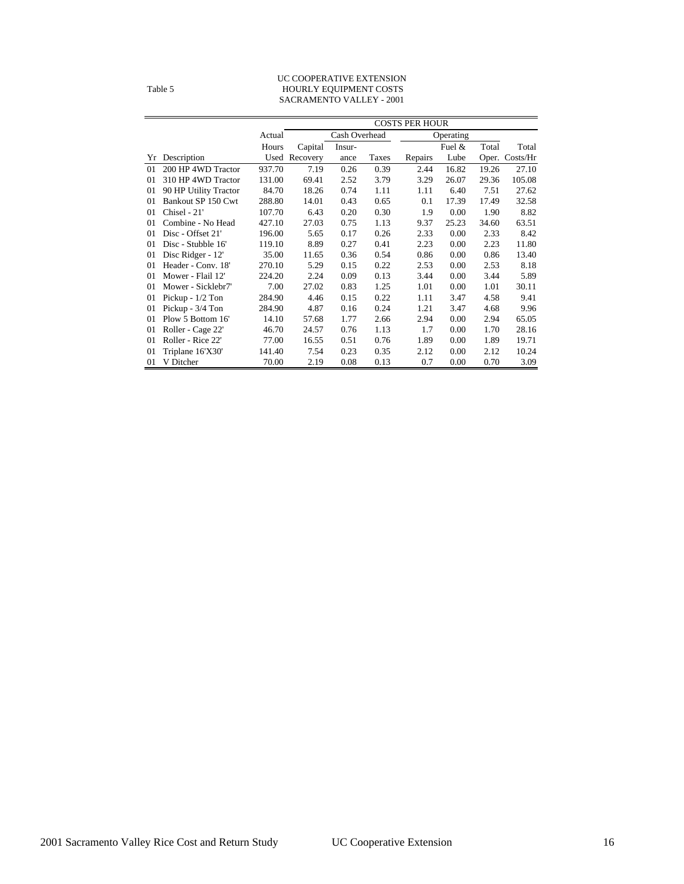Table 5

UC COOPERATIVE EXTENSION
HOURLY EQUIPMENT COSTS
SACRAMENTO VALLEY - 2001

| | | | COSTS PER HOUR | | | | | | |
|---|---|---|---|---|---|---|---|---|---|
| | | Actual | | Cash Overhead | | Operating | | | |
| | | Hours | Capital | Insur- | | | Fuel & | Total | Total |
| Yr | Description | Used | Recovery | ance | Taxes | Repairs | Lube | Oper. | Costs/Hr |
| 01 | 200 HP 4WD Tractor | 937.70 | 7.19 | 0.26 | 0.39 | 2.44 | 16.82 | 19.26 | 27.10 |
| 01 | 310 HP 4WD Tractor | 131.00 | 69.41 | 2.52 | 3.79 | 3.29 | 26.07 | 29.36 | 105.08 |
| 01 | 90 HP Utility Tractor | 84.70 | 18.26 | 0.74 | 1.11 | 1.11 | 6.40 | 7.51 | 27.62 |
| 01 | Bankout SP 150 Cwt | 288.80 | 14.01 | 0.43 | 0.65 | 0.1 | 17.39 | 17.49 | 32.58 |
| 01 | Chisel - 21' | 107.70 | 6.43 | 0.20 | 0.30 | 1.9 | 0.00 | 1.90 | 8.82 |
| 01 | Combine - No Head | 427.10 | 27.03 | 0.75 | 1.13 | 9.37 | 25.23 | 34.60 | 63.51 |
| 01 | Disc - Offset 21' | 196.00 | 5.65 | 0.17 | 0.26 | 2.33 | 0.00 | 2.33 | 8.42 |
| 01 | Disc - Stubble 16' | 119.10 | 8.89 | 0.27 | 0.41 | 2.23 | 0.00 | 2.23 | 11.80 |
| 01 | Disc Ridger - 12' | 35.00 | 11.65 | 0.36 | 0.54 | 0.86 | 0.00 | 0.86 | 13.40 |
| 01 | Header - Conv. 18' | 270.10 | 5.29 | 0.15 | 0.22 | 2.53 | 0.00 | 2.53 | 8.18 |
| 01 | Mower - Flail 12' | 224.20 | 2.24 | 0.09 | 0.13 | 3.44 | 0.00 | 3.44 | 5.89 |
| 01 | Mower - Sicklebr7' | 7.00 | 27.02 | 0.83 | 1.25 | 1.01 | 0.00 | 1.01 | 30.11 |
| 01 | Pickup - 1/2 Ton | 284.90 | 4.46 | 0.15 | 0.22 | 1.11 | 3.47 | 4.58 | 9.41 |
| 01 | Pickup - 3/4 Ton | 284.90 | 4.87 | 0.16 | 0.24 | 1.21 | 3.47 | 4.68 | 9.96 |
| 01 | Plow 5 Bottom 16' | 14.10 | 57.68 | 1.77 | 2.66 | 2.94 | 0.00 | 2.94 | 65.05 |
| 01 | Roller - Cage 22' | 46.70 | 24.57 | 0.76 | 1.13 | 1.7 | 0.00 | 1.70 | 28.16 |
| 01 | Roller - Rice 22' | 77.00 | 16.55 | 0.51 | 0.76 | 1.89 | 0.00 | 1.89 | 19.71 |
| 01 | Triplane 16'X30' | 141.40 | 7.54 | 0.23 | 0.35 | 2.12 | 0.00 | 2.12 | 10.24 |
| 01 | V Ditcher | 70.00 | 2.19 | 0.08 | 0.13 | 0.7 | 0.00 | 0.70 | 3.09 |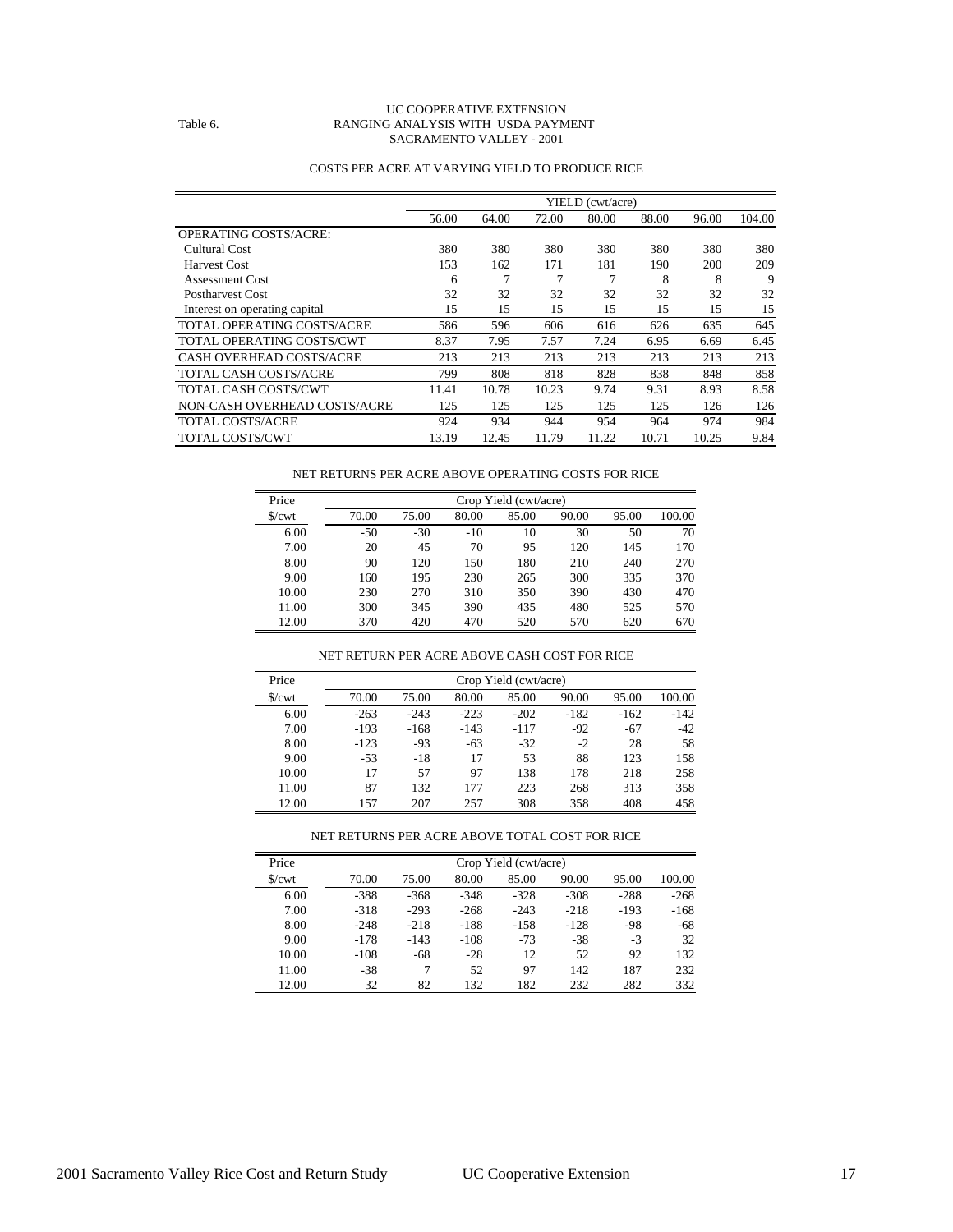UC COOPERATIVE EXTENSION

Table 6. RANGING ANALYSIS WITH USDA PAYMENT

SACRAMENTO VALLEY - 2001

COSTS PER ACRE AT VARYING YIELD TO PRODUCE RICE

| | YIELD (cwt/acre) | | | | | | |
|---|---|---|---|---|---|---|---|
| | 56.00 | 64.00 | 72.00 | 80.00 | 88.00 | 96.00 | 104.00 |
| OPERATING COSTS/ACRE: | | | | | | | |
| Cultural Cost | 380 | 380 | 380 | 380 | 380 | 380 | 380 |
| Harvest Cost | 153 | 162 | 171 | 181 | 190 | 200 | 209 |
| Assessment Cost | 6 | 7 | 7 | 7 | 8 | 8 | 9 |
| Postharvest Cost | 32 | 32 | 32 | 32 | 32 | 32 | 32 |
| Interest on operating capital | 15 | 15 | 15 | 15 | 15 | 15 | 15 |
| TOTAL OPERATING COSTS/ACRE | 586 | 596 | 606 | 616 | 626 | 635 | 645 |
| TOTAL OPERATING COSTS/CWT | 8.37 | 7.95 | 7.57 | 7.24 | 6.95 | 6.69 | 6.45 |
| CASH OVERHEAD COSTS/ACRE | 213 | 213 | 213 | 213 | 213 | 213 | 213 |
| TOTAL CASH COSTS/ACRE | 799 | 808 | 818 | 828 | 838 | 848 | 858 |
| TOTAL CASH COSTS/CWT | 11.41 | 10.78 | 10.23 | 9.74 | 9.31 | 8.93 | 8.58 |
| NON-CASH OVERHEAD COSTS/ACRE | 125 | 125 | 125 | 125 | 125 | 126 | 126 |
| TOTAL COSTS/ACRE | 924 | 934 | 944 | 954 | 964 | 974 | 984 |
| TOTAL COSTS/CWT | 13.19 | 12.45 | 11.79 | 11.22 | 10.71 | 10.25 | 9.84 |

NET RETURNS PER ACRE ABOVE OPERATING COSTS FOR RICE

| Price | Crop Yield (cwt/acre) | | | | | | |
|---|---|---|---|---|---|---|---|
| $/cwt | 70.00 | 75.00 | 80.00 | 85.00 | 90.00 | 95.00 | 100.00 |
| 6.00 | -50 | -30 | -10 | 10 | 30 | 50 | 70 |
| 7.00 | 20 | 45 | 70 | 95 | 120 | 145 | 170 |
| 8.00 | 90 | 120 | 150 | 180 | 210 | 240 | 270 |
| 9.00 | 160 | 195 | 230 | 265 | 300 | 335 | 370 |
| 10.00 | 230 | 270 | 310 | 350 | 390 | 430 | 470 |
| 11.00 | 300 | 345 | 390 | 435 | 480 | 525 | 570 |
| 12.00 | 370 | 420 | 470 | 520 | 570 | 620 | 670 |

NET RETURN PER ACRE ABOVE CASH COST FOR RICE

| Price | Crop Yield (cwt/acre) | | | | | | |
|---|---|---|---|---|---|---|---|
| $/cwt | 70.00 | 75.00 | 80.00 | 85.00 | 90.00 | 95.00 | 100.00 |
| 6.00 | -263 | -243 | -223 | -202 | -182 | -162 | -142 |
| 7.00 | -193 | -168 | -143 | -117 | -92 | -67 | -42 |
| 8.00 | -123 | -93 | -63 | -32 | -2 | 28 | 58 |
| 9.00 | -53 | -18 | 17 | 53 | 88 | 123 | 158 |
| 10.00 | 17 | 57 | 97 | 138 | 178 | 218 | 258 |
| 11.00 | 87 | 132 | 177 | 223 | 268 | 313 | 358 |
| 12.00 | 157 | 207 | 257 | 308 | 358 | 408 | 458 |

NET RETURNS PER ACRE ABOVE TOTAL COST FOR RICE

| Price | Crop Yield (cwt/acre) | | | | | | |
|---|---|---|---|---|---|---|---|
| $/cwt | 70.00 | 75.00 | 80.00 | 85.00 | 90.00 | 95.00 | 100.00 |
| 6.00 | -388 | -368 | -348 | -328 | -308 | -288 | -268 |
| 7.00 | -318 | -293 | -268 | -243 | -218 | -193 | -168 |
| 8.00 | -248 | -218 | -188 | -158 | -128 | -98 | -68 |
| 9.00 | -178 | -143 | -108 | -73 | -38 | -3 | 32 |
| 10.00 | -108 | -68 | -28 | 12 | 52 | 92 | 132 |
| 11.00 | -38 | 7 | 52 | 97 | 142 | 187 | 232 |
| 12.00 | 32 | 82 | 132 | 182 | 232 | 282 | 332 |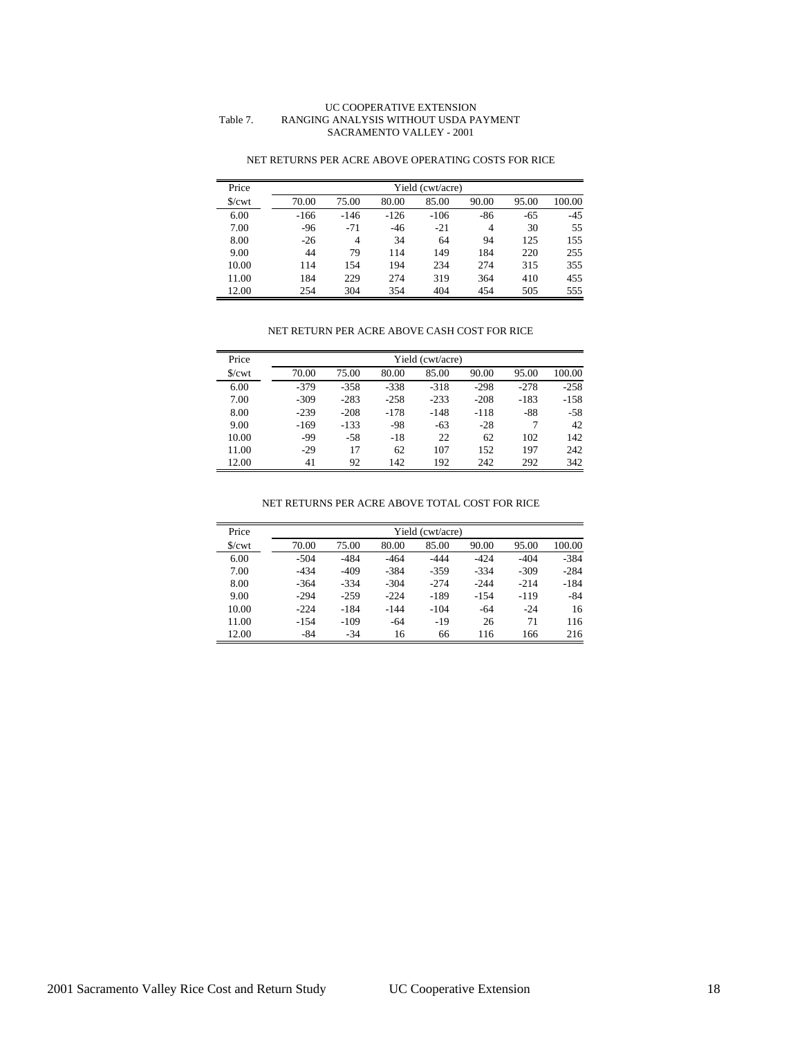UC COOPERATIVE EXTENSION

Table 7. RANGING ANALYSIS WITHOUT USDA PAYMENT

SACRAMENTO VALLEY - 2001

NET RETURNS PER ACRE ABOVE OPERATING COSTS FOR RICE

| Price | Yield (cwt/acre) | | | | | | |
|---|---|---|---|---|---|---|---|
| $/cwt | 70.00 | 75.00 | 80.00 | 85.00 | 90.00 | 95.00 | 100.00 |
| 6.00 | -166 | -146 | -126 | -106 | -86 | -65 | -45 |
| 7.00 | -96 | -71 | -46 | -21 | 4 | 30 | 55 |
| 8.00 | -26 | 4 | 34 | 64 | 94 | 125 | 155 |
| 9.00 | 44 | 79 | 114 | 149 | 184 | 220 | 255 |
| 10.00 | 114 | 154 | 194 | 234 | 274 | 315 | 355 |
| 11.00 | 184 | 229 | 274 | 319 | 364 | 410 | 455 |
| 12.00 | 254 | 304 | 354 | 404 | 454 | 505 | 555 |

NET RETURN PER ACRE ABOVE CASH COST FOR RICE

| Price | Yield (cwt/acre) | | | | | | |
|---|---|---|---|---|---|---|---|
| $/cwt | 70.00 | 75.00 | 80.00 | 85.00 | 90.00 | 95.00 | 100.00 |
| 6.00 | -379 | -358 | -338 | -318 | -298 | -278 | -258 |
| 7.00 | -309 | -283 | -258 | -233 | -208 | -183 | -158 |
| 8.00 | -239 | -208 | -178 | -148 | -118 | -88 | -58 |
| 9.00 | -169 | -133 | -98 | -63 | -28 | 7 | 42 |
| 10.00 | -99 | -58 | -18 | 22 | 62 | 102 | 142 |
| 11.00 | -29 | 17 | 62 | 107 | 152 | 197 | 242 |
| 12.00 | 41 | 92 | 142 | 192 | 242 | 292 | 342 |

NET RETURNS PER ACRE ABOVE TOTAL COST FOR RICE

| Price | Yield (cwt/acre) | | | | | | |
|---|---|---|---|---|---|---|---|
| $/cwt | 70.00 | 75.00 | 80.00 | 85.00 | 90.00 | 95.00 | 100.00 |
| 6.00 | -504 | -484 | -464 | -444 | -424 | -404 | -384 |
| 7.00 | -434 | -409 | -384 | -359 | -334 | -309 | -284 |
| 8.00 | -364 | -334 | -304 | -274 | -244 | -214 | -184 |
| 9.00 | -294 | -259 | -224 | -189 | -154 | -119 | -84 |
| 10.00 | -224 | -184 | -144 | -104 | -64 | -24 | 16 |
| 11.00 | -154 | -109 | -64 | -19 | 26 | 71 | 116 |
| 12.00 | -84 | -34 | 16 | 66 | 116 | 166 | 216 |